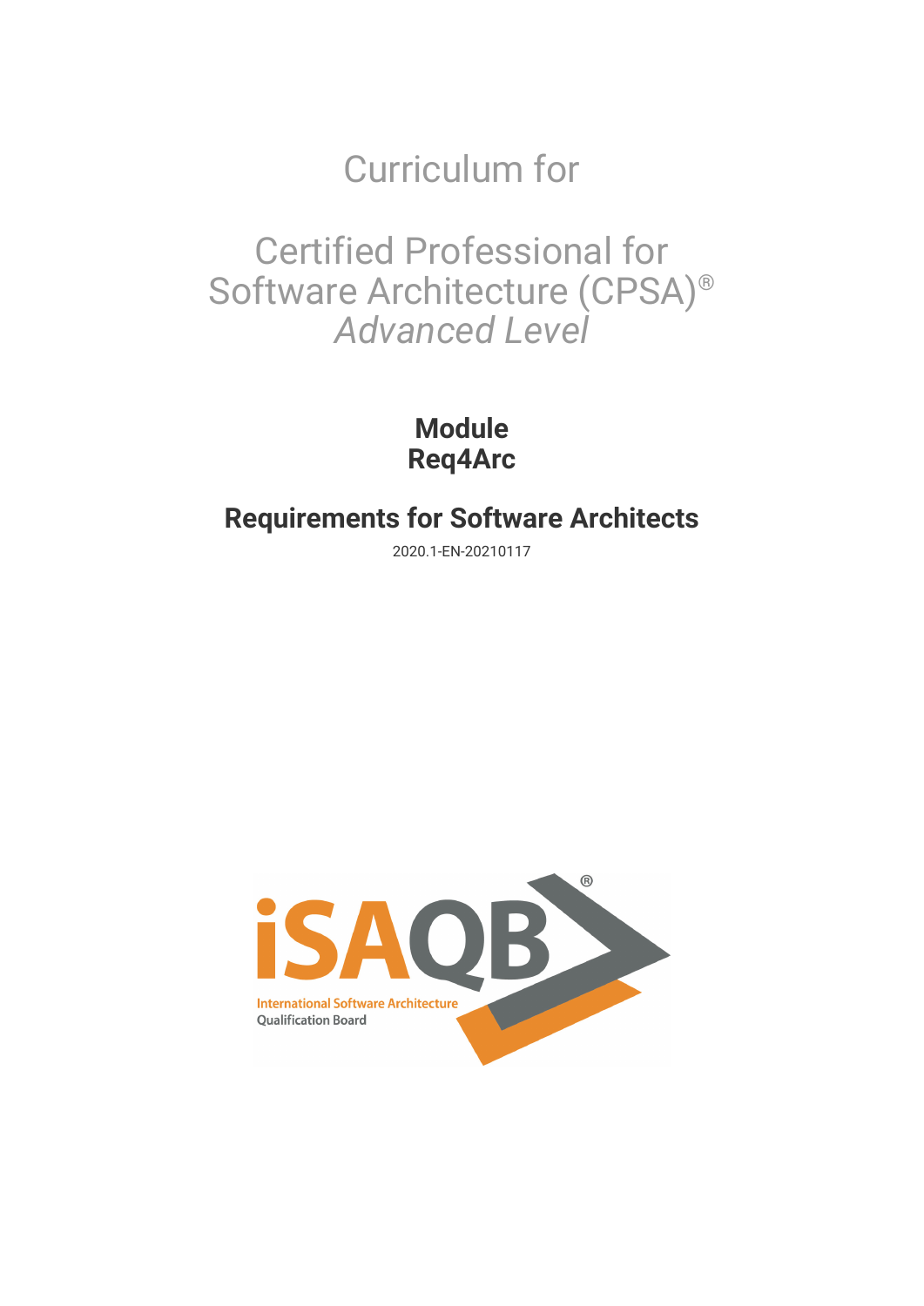# Curriculum for

# Certified Professional for Software Architecture (CPSA)®
*Advanced Level*

## Module
## Req4Arc

## Requirements for Software Architects

2020.1-EN-20210117

iSAQB®

International Software Architecture
Qualification Board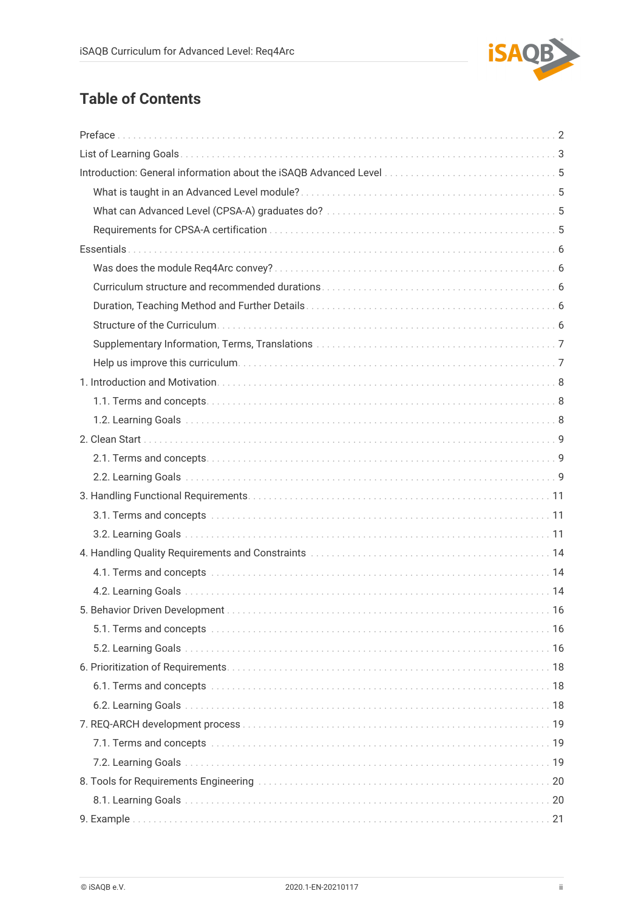# Table of Contents

- Preface . . . 2
- List of Learning Goals . . . 3
- Introduction: General information about the iSAQB Advanced Level . . . 5
  - What is taught in an Advanced Level module? . . . 5
  - What can Advanced Level (CPSA-A) graduates do? . . . 5
  - Requirements for CPSA-A certification . . . 5
- Essentials . . . 6
  - Was does the module Req4Arc convey? . . . 6
  - Curriculum structure and recommended durations . . . 6
  - Duration, Teaching Method and Further Details . . . 6
  - Structure of the Curriculum . . . 6
  - Supplementary Information, Terms, Translations . . . 7
  - Help us improve this curriculum . . . 7
- 1. Introduction and Motivation . . . 8
  - 1.1. Terms and concepts . . . 8
  - 1.2. Learning Goals . . . 8
- 2. Clean Start . . . 9
  - 2.1. Terms and concepts . . . 9
  - 2.2. Learning Goals . . . 9
- 3. Handling Functional Requirements . . . 11
  - 3.1. Terms and concepts . . . 11
  - 3.2. Learning Goals . . . 11
- 4. Handling Quality Requirements and Constraints . . . 14
  - 4.1. Terms and concepts . . . 14
  - 4.2. Learning Goals . . . 14
- 5. Behavior Driven Development . . . 16
  - 5.1. Terms and concepts . . . 16
  - 5.2. Learning Goals . . . 16
- 6. Prioritization of Requirements . . . 18
  - 6.1. Terms and concepts . . . 18
  - 6.2. Learning Goals . . . 18
- 7. REQ-ARCH development process . . . 19
  - 7.1. Terms and concepts . . . 19
  - 7.2. Learning Goals . . . 19
- 8. Tools for Requirements Engineering . . . 20
  - 8.1. Learning Goals . . . 20
- 9. Example . . . 21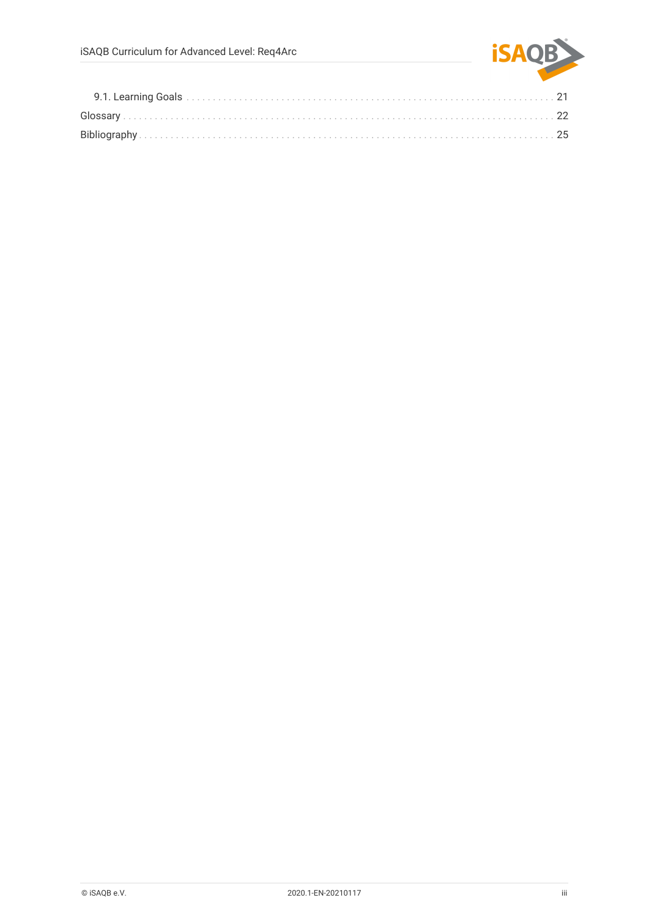- 9.1. Learning Goals . . . . . . . . . . 21
- Glossary . . . . . . . . . . 22
- Bibliography . . . . . . . . . . 25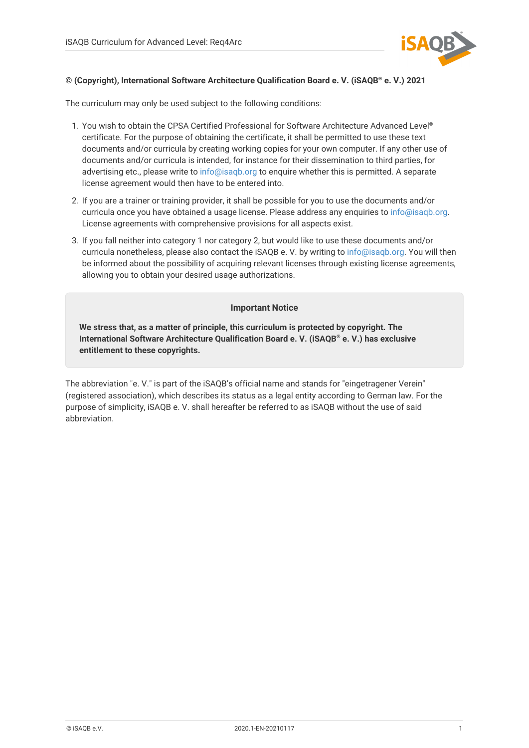**© (Copyright), International Software Architecture Qualification Board e. V. (iSAQB® e. V.) 2021**

The curriculum may only be used subject to the following conditions:

1. You wish to obtain the CPSA Certified Professional for Software Architecture Advanced Level® certificate. For the purpose of obtaining the certificate, it shall be permitted to use these text documents and/or curricula by creating working copies for your own computer. If any other use of documents and/or curricula is intended, for instance for their dissemination to third parties, for advertising etc., please write to info@isaqb.org to enquire whether this is permitted. A separate license agreement would then have to be entered into.
2. If you are a trainer or training provider, it shall be possible for you to use the documents and/or curricula once you have obtained a usage license. Please address any enquiries to info@isaqb.org. License agreements with comprehensive provisions for all aspects exist.
3. If you fall neither into category 1 nor category 2, but would like to use these documents and/or curricula nonetheless, please also contact the iSAQB e. V. by writing to info@isaqb.org. You will then be informed about the possibility of acquiring relevant licenses through existing license agreements, allowing you to obtain your desired usage authorizations.

**Important Notice**

**We stress that, as a matter of principle, this curriculum is protected by copyright. The International Software Architecture Qualification Board e. V. (iSAQB® e. V.) has exclusive entitlement to these copyrights.**

The abbreviation "e. V." is part of the iSAQB's official name and stands for "eingetragener Verein" (registered association), which describes its status as a legal entity according to German law. For the purpose of simplicity, iSAQB e. V. shall hereafter be referred to as iSAQB without the use of said abbreviation.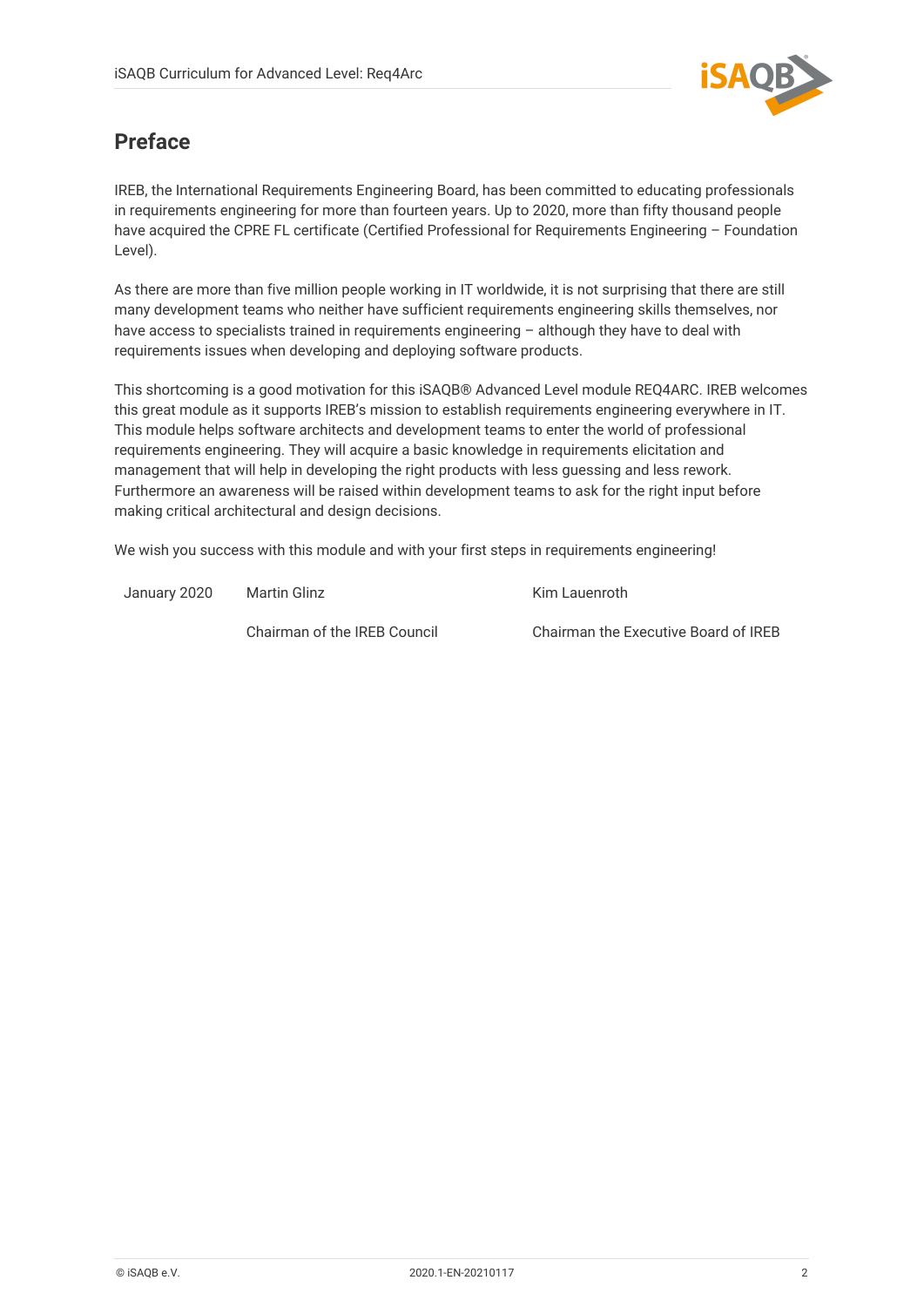# Preface

IREB, the International Requirements Engineering Board, has been committed to educating professionals in requirements engineering for more than fourteen years. Up to 2020, more than fifty thousand people have acquired the CPRE FL certificate (Certified Professional for Requirements Engineering – Foundation Level).

As there are more than five million people working in IT worldwide, it is not surprising that there are still many development teams who neither have sufficient requirements engineering skills themselves, nor have access to specialists trained in requirements engineering – although they have to deal with requirements issues when developing and deploying software products.

This shortcoming is a good motivation for this iSAQB® Advanced Level module REQ4ARC. IREB welcomes this great module as it supports IREB's mission to establish requirements engineering everywhere in IT. This module helps software architects and development teams to enter the world of professional requirements engineering. They will acquire a basic knowledge in requirements elicitation and management that will help in developing the right products with less guessing and less rework. Furthermore an awareness will be raised within development teams to ask for the right input before making critical architectural and design decisions.

We wish you success with this module and with your first steps in requirements engineering!

| January 2020 | Martin Glinz | Kim Lauenroth |
|---|---|---|
| | Chairman of the IREB Council | Chairman the Executive Board of IREB |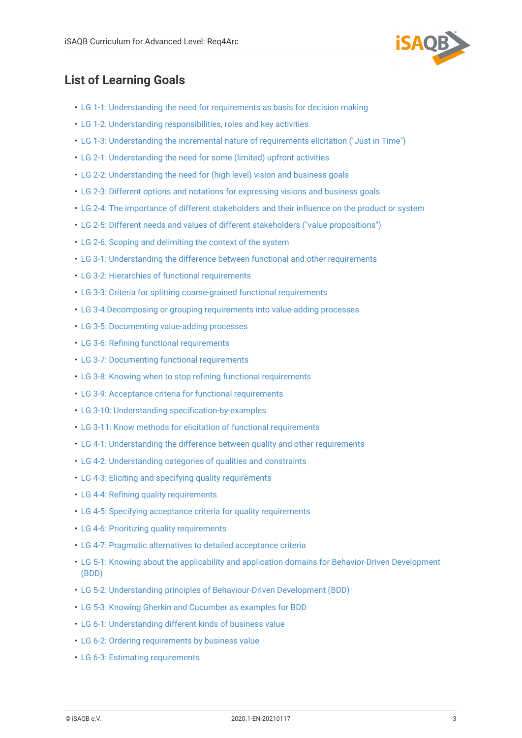## List of Learning Goals

- LG 1-1: Understanding the need for requirements as basis for decision making
- LG 1-2: Understanding responsibilities, roles and key activities
- LG 1-3: Understanding the incremental nature of requirements elicitation ("Just in Time")
- LG 2-1: Understanding the need for some (limited) upfront activities
- LG 2-2: Understanding the need for (high level) vision and business goals
- LG 2-3: Different options and notations for expressing visions and business goals
- LG 2-4: The importance of different stakeholders and their influence on the product or system
- LG 2-5: Different needs and values of different stakeholders ("value propositions")
- LG 2-6: Scoping and delimiting the context of the system
- LG 3-1: Understanding the difference between functional and other requirements
- LG 3-2: Hierarchies of functional requirements
- LG 3-3: Criteria for splitting coarse-grained functional requirements
- LG 3-4:Decomposing or grouping requirements into value-adding processes
- LG 3-5: Documenting value-adding processes
- LG 3-6: Refining functional requirements
- LG 3-7: Documenting functional requirements
- LG 3-8: Knowing when to stop refining functional requirements
- LG 3-9: Acceptance criteria for functional requirements
- LG 3-10: Understanding specification-by-examples
- LG 3-11: Know methods for elicitation of functional requirements
- LG 4-1: Understanding the difference between quality and other requirements
- LG 4-2: Understanding categories of qualities and constraints
- LG 4-3: Eliciting and specifying quality requirements
- LG 4-4: Refining quality requirements
- LG 4-5: Specifying acceptance criteria for quality requirements
- LG 4-6: Prioritizing quality requirements
- LG 4-7: Pragmatic alternatives to detailed acceptance criteria
- LG 5-1: Knowing about the applicability and application domains for Behavior-Driven Development (BDD)
- LG 5-2: Understanding principles of Behaviour-Driven Development (BDD)
- LG 5-3: Knowing Gherkin and Cucumber as examples for BDD
- LG 6-1: Understanding different kinds of business value
- LG 6-2: Ordering requirements by business value
- LG 6-3: Estimating requirements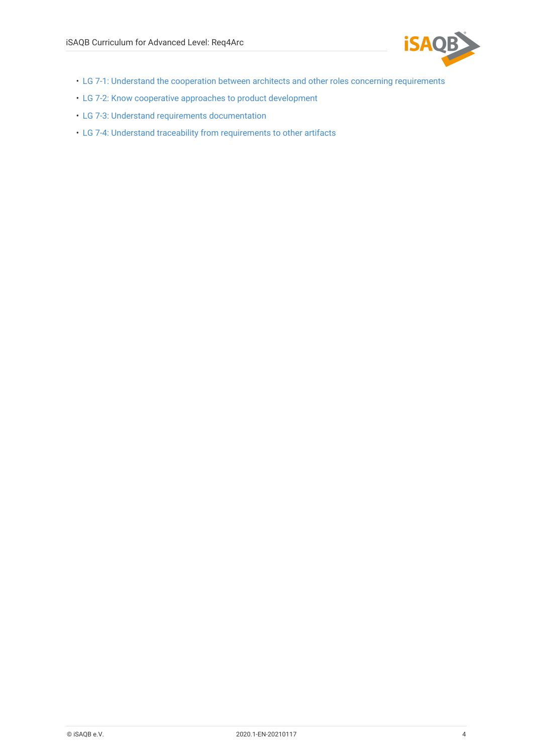- LG 7-1: Understand the cooperation between architects and other roles concerning requirements
- LG 7-2: Know cooperative approaches to product development
- LG 7-3: Understand requirements documentation
- LG 7-4: Understand traceability from requirements to other artifacts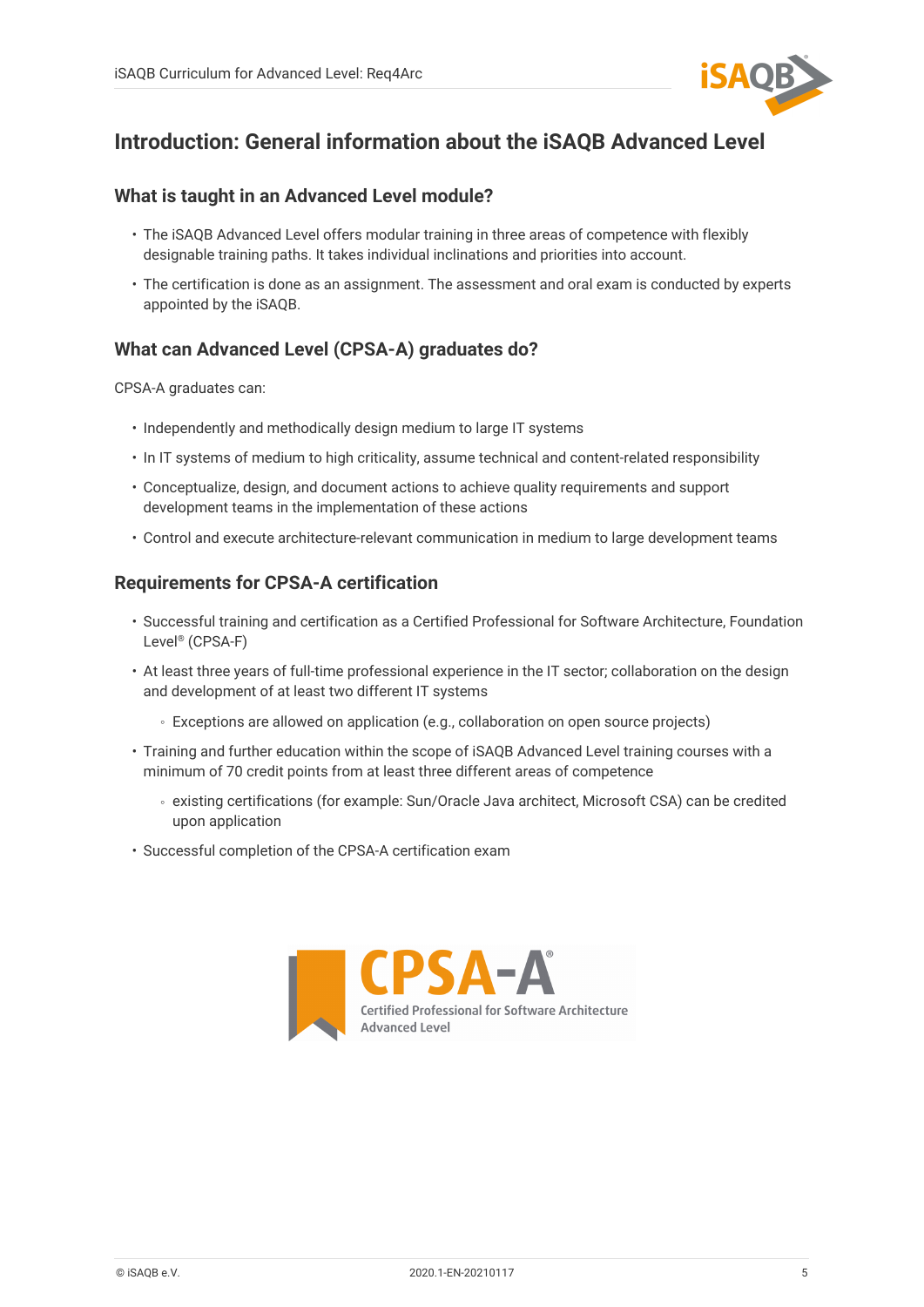# Introduction: General information about the iSAQB Advanced Level

## What is taught in an Advanced Level module?

- The iSAQB Advanced Level offers modular training in three areas of competence with flexibly designable training paths. It takes individual inclinations and priorities into account.
- The certification is done as an assignment. The assessment and oral exam is conducted by experts appointed by the iSAQB.

## What can Advanced Level (CPSA-A) graduates do?

CPSA-A graduates can:

- Independently and methodically design medium to large IT systems
- In IT systems of medium to high criticality, assume technical and content-related responsibility
- Conceptualize, design, and document actions to achieve quality requirements and support development teams in the implementation of these actions
- Control and execute architecture-relevant communication in medium to large development teams

## Requirements for CPSA-A certification

- Successful training and certification as a Certified Professional for Software Architecture, Foundation Level® (CPSA-F)
- At least three years of full-time professional experience in the IT sector; collaboration on the design and development of at least two different IT systems
  - Exceptions are allowed on application (e.g., collaboration on open source projects)
- Training and further education within the scope of iSAQB Advanced Level training courses with a minimum of 70 credit points from at least three different areas of competence
  - existing certifications (for example: Sun/Oracle Java architect, Microsoft CSA) can be credited upon application
- Successful completion of the CPSA-A certification exam

CPSA-A®
Certified Professional for Software Architecture
Advanced Level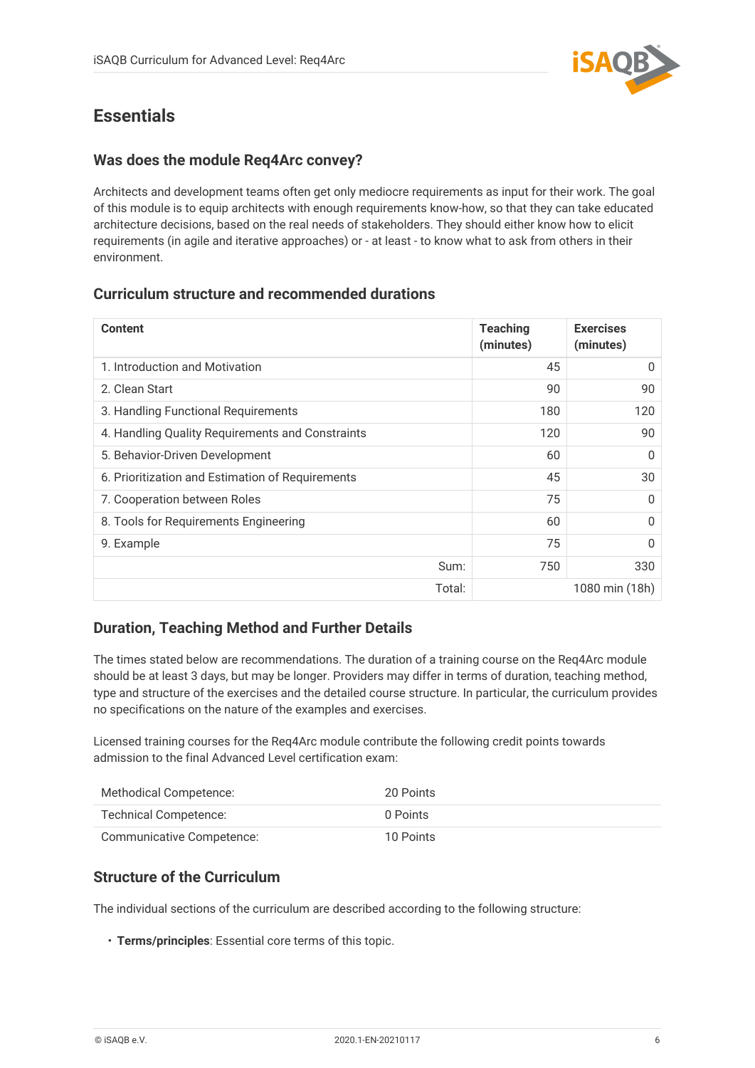# Essentials

## Was does the module Req4Arc convey?

Architects and development teams often get only mediocre requirements as input for their work. The goal of this module is to equip architects with enough requirements know-how, so that they can take educated architecture decisions, based on the real needs of stakeholders. They should either know how to elicit requirements (in agile and iterative approaches) or - at least - to know what to ask from others in their environment.

## Curriculum structure and recommended durations

| Content | Teaching (minutes) | Exercises (minutes) |
|---|---|---|
| 1. Introduction and Motivation | 45 | 0 |
| 2. Clean Start | 90 | 90 |
| 3. Handling Functional Requirements | 180 | 120 |
| 4. Handling Quality Requirements and Constraints | 120 | 90 |
| 5. Behavior-Driven Development | 60 | 0 |
| 6. Prioritization and Estimation of Requirements | 45 | 30 |
| 7. Cooperation between Roles | 75 | 0 |
| 8. Tools for Requirements Engineering | 60 | 0 |
| 9. Example | 75 | 0 |
| Sum: | 750 | 330 |
| Total: | | 1080 min (18h) |

## Duration, Teaching Method and Further Details

The times stated below are recommendations. The duration of a training course on the Req4Arc module should be at least 3 days, but may be longer. Providers may differ in terms of duration, teaching method, type and structure of the exercises and the detailed course structure. In particular, the curriculum provides no specifications on the nature of the examples and exercises.

Licensed training courses for the Req4Arc module contribute the following credit points towards admission to the final Advanced Level certification exam:

| | |
|---|---|
| Methodical Competence: | 20 Points |
| Technical Competence: | 0 Points |
| Communicative Competence: | 10 Points |

## Structure of the Curriculum

The individual sections of the curriculum are described according to the following structure:

- **Terms/principles**: Essential core terms of this topic.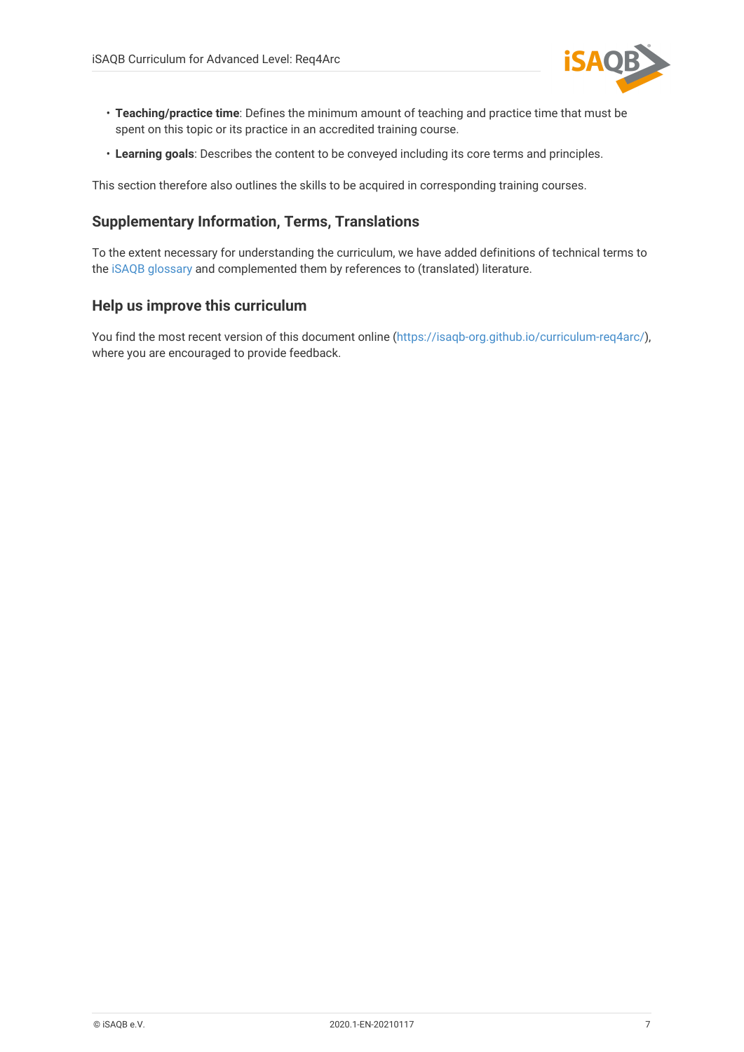- **Teaching/practice time**: Defines the minimum amount of teaching and practice time that must be spent on this topic or its practice in an accredited training course.
- **Learning goals**: Describes the content to be conveyed including its core terms and principles.

This section therefore also outlines the skills to be acquired in corresponding training courses.

### Supplementary Information, Terms, Translations

To the extent necessary for understanding the curriculum, we have added definitions of technical terms to the iSAQB glossary and complemented them by references to (translated) literature.

### Help us improve this curriculum

You find the most recent version of this document online (https://isaqb-org.github.io/curriculum-req4arc/), where you are encouraged to provide feedback.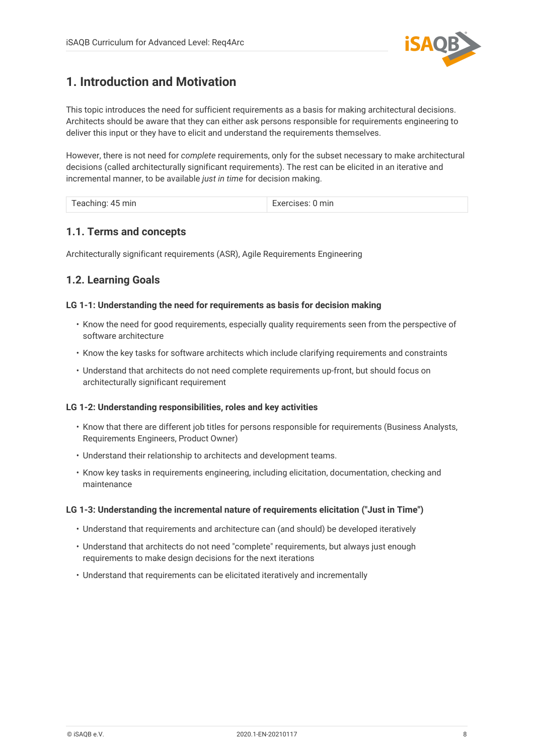# 1. Introduction and Motivation

This topic introduces the need for sufficient requirements as a basis for making architectural decisions. Architects should be aware that they can either ask persons responsible for requirements engineering to deliver this input or they have to elicit and understand the requirements themselves.

However, there is not need for *complete* requirements, only for the subset necessary to make architectural decisions (called architecturally significant requirements). The rest can be elicited in an iterative and incremental manner, to be available *just in time* for decision making.

| Teaching: 45 min | Exercises: 0 min |
| --- | --- |

## 1.1. Terms and concepts

Architecturally significant requirements (ASR), Agile Requirements Engineering

## 1.2. Learning Goals

#### LG 1-1: Understanding the need for requirements as basis for decision making

- Know the need for good requirements, especially quality requirements seen from the perspective of software architecture
- Know the key tasks for software architects which include clarifying requirements and constraints
- Understand that architects do not need complete requirements up-front, but should focus on architecturally significant requirement

#### LG 1-2: Understanding responsibilities, roles and key activities

- Know that there are different job titles for persons responsible for requirements (Business Analysts, Requirements Engineers, Product Owner)
- Understand their relationship to architects and development teams.
- Know key tasks in requirements engineering, including elicitation, documentation, checking and maintenance

#### LG 1-3: Understanding the incremental nature of requirements elicitation ("Just in Time")

- Understand that requirements and architecture can (and should) be developed iteratively
- Understand that architects do not need "complete" requirements, but always just enough requirements to make design decisions for the next iterations
- Understand that requirements can be elicitated iteratively and incrementally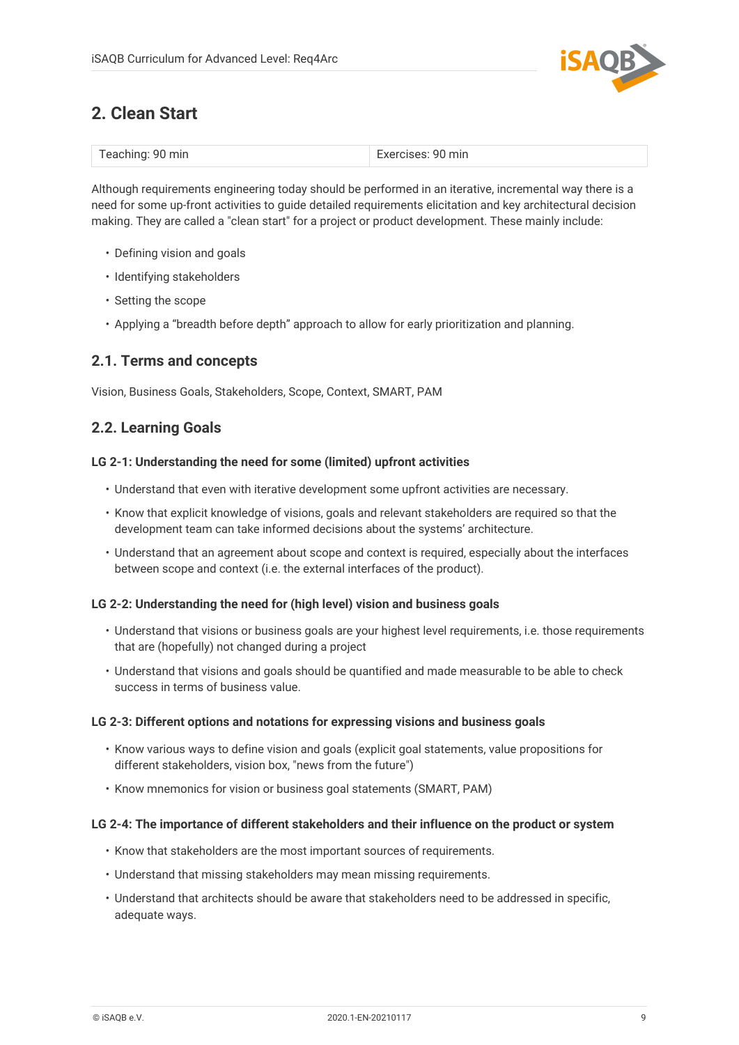## 2. Clean Start

| Teaching: 90 min | Exercises: 90 min |
| --- | --- |

Although requirements engineering today should be performed in an iterative, incremental way there is a need for some up-front activities to guide detailed requirements elicitation and key architectural decision making. They are called a "clean start" for a project or product development. These mainly include:

- Defining vision and goals
- Identifying stakeholders
- Setting the scope
- Applying a “breadth before depth” approach to allow for early prioritization and planning.

### 2.1. Terms and concepts

Vision, Business Goals, Stakeholders, Scope, Context, SMART, PAM

### 2.2. Learning Goals

#### LG 2-1: Understanding the need for some (limited) upfront activities

- Understand that even with iterative development some upfront activities are necessary.
- Know that explicit knowledge of visions, goals and relevant stakeholders are required so that the development team can take informed decisions about the systems’ architecture.
- Understand that an agreement about scope and context is required, especially about the interfaces between scope and context (i.e. the external interfaces of the product).

#### LG 2-2: Understanding the need for (high level) vision and business goals

- Understand that visions or business goals are your highest level requirements, i.e. those requirements that are (hopefully) not changed during a project
- Understand that visions and goals should be quantified and made measurable to be able to check success in terms of business value.

#### LG 2-3: Different options and notations for expressing visions and business goals

- Know various ways to define vision and goals (explicit goal statements, value propositions for different stakeholders, vision box, "news from the future")
- Know mnemonics for vision or business goal statements (SMART, PAM)

#### LG 2-4: The importance of different stakeholders and their influence on the product or system

- Know that stakeholders are the most important sources of requirements.
- Understand that missing stakeholders may mean missing requirements.
- Understand that architects should be aware that stakeholders need to be addressed in specific, adequate ways.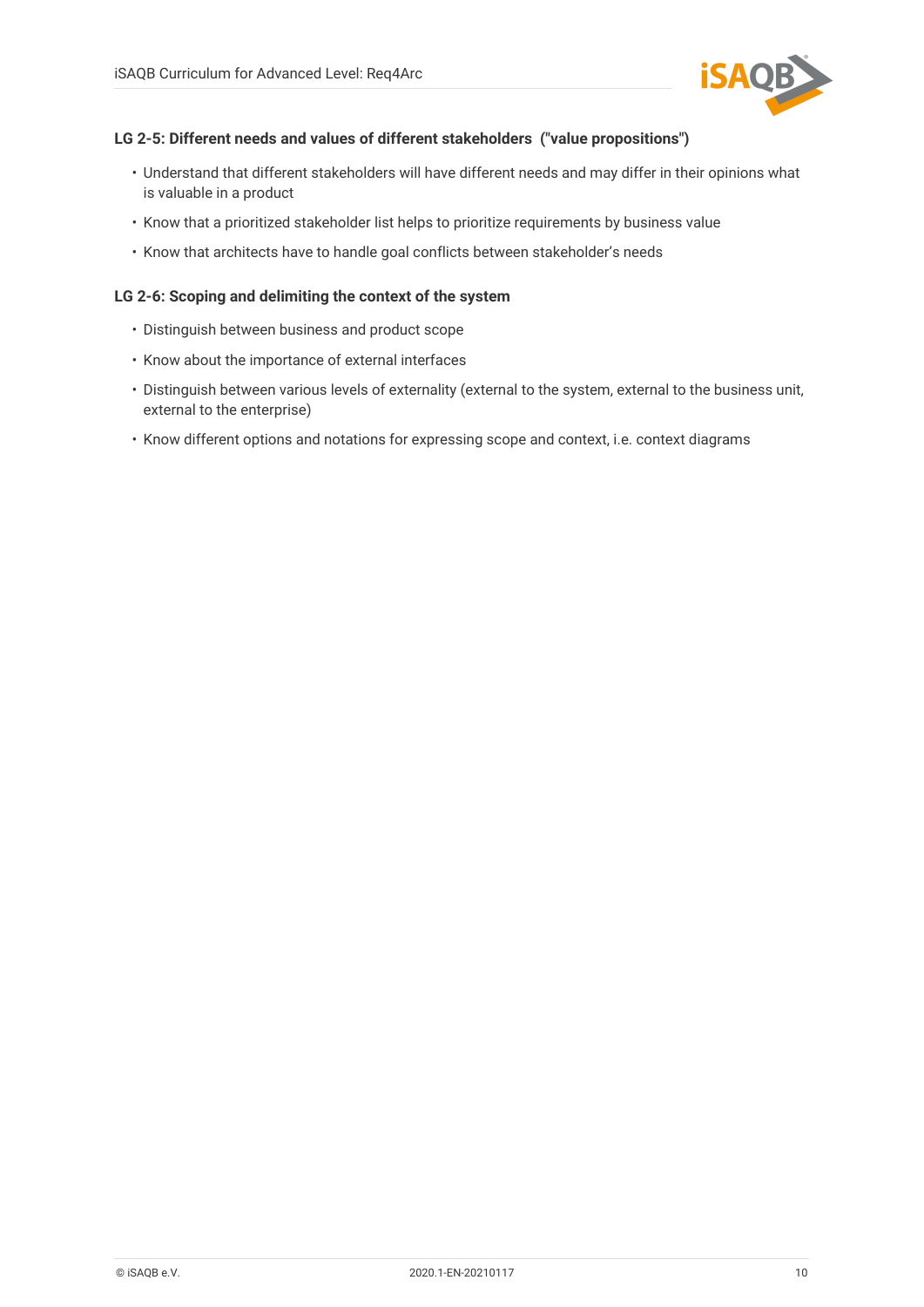#### LG 2-5: Different needs and values of different stakeholders ("value propositions")

- Understand that different stakeholders will have different needs and may differ in their opinions what is valuable in a product
- Know that a prioritized stakeholder list helps to prioritize requirements by business value
- Know that architects have to handle goal conflicts between stakeholder's needs

#### LG 2-6: Scoping and delimiting the context of the system

- Distinguish between business and product scope
- Know about the importance of external interfaces
- Distinguish between various levels of externality (external to the system, external to the business unit, external to the enterprise)
- Know different options and notations for expressing scope and context, i.e. context diagrams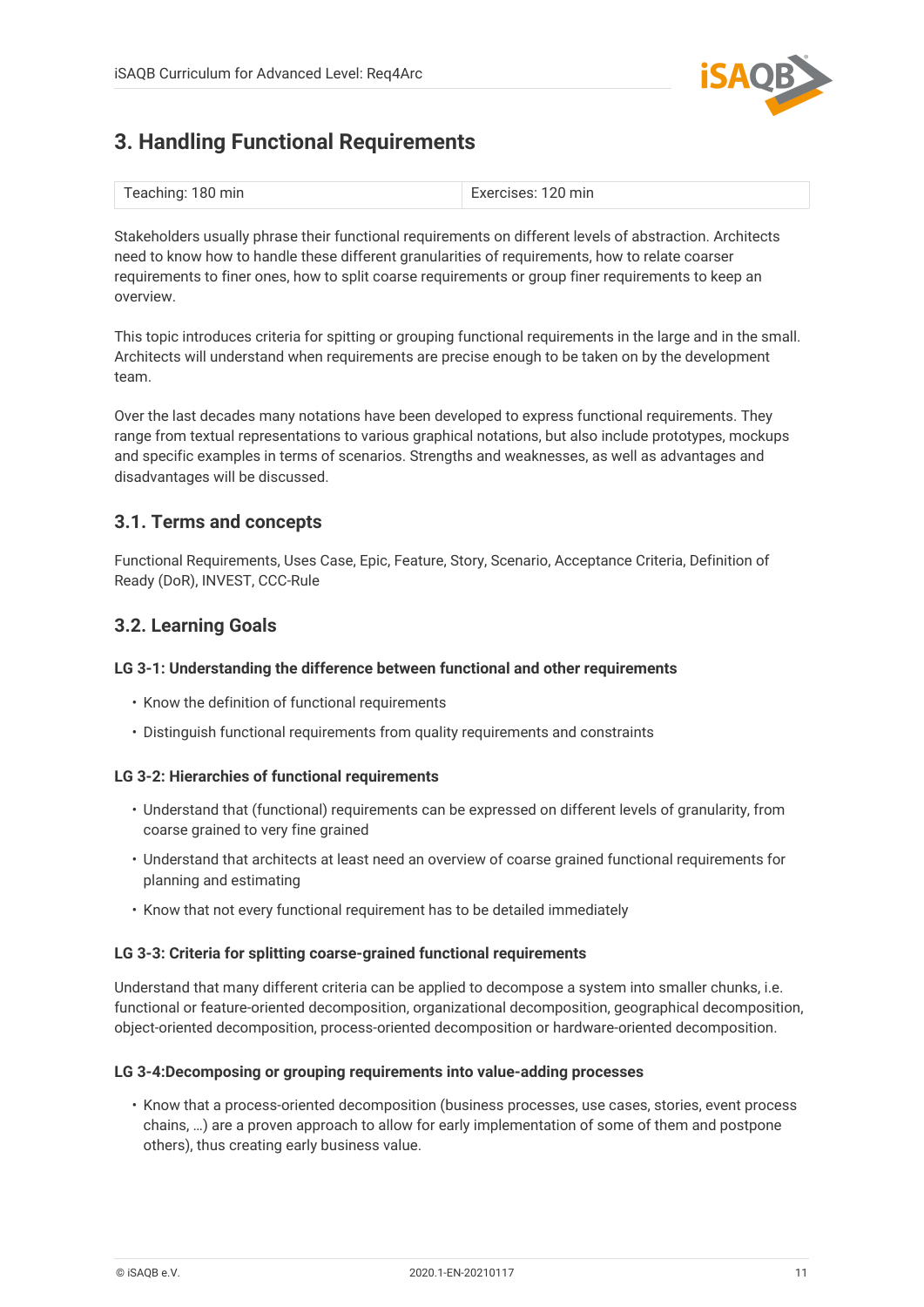# 3. Handling Functional Requirements

| Teaching: 180 min | Exercises: 120 min |
| --- | --- |

Stakeholders usually phrase their functional requirements on different levels of abstraction. Architects need to know how to handle these different granularities of requirements, how to relate coarser requirements to finer ones, how to split coarse requirements or group finer requirements to keep an overview.

This topic introduces criteria for spitting or grouping functional requirements in the large and in the small. Architects will understand when requirements are precise enough to be taken on by the development team.

Over the last decades many notations have been developed to express functional requirements. They range from textual representations to various graphical notations, but also include prototypes, mockups and specific examples in terms of scenarios. Strengths and weaknesses, as well as advantages and disadvantages will be discussed.

## 3.1. Terms and concepts

Functional Requirements, Uses Case, Epic, Feature, Story, Scenario, Acceptance Criteria, Definition of Ready (DoR), INVEST, CCC-Rule

## 3.2. Learning Goals

#### LG 3-1: Understanding the difference between functional and other requirements

- Know the definition of functional requirements
- Distinguish functional requirements from quality requirements and constraints

#### LG 3-2: Hierarchies of functional requirements

- Understand that (functional) requirements can be expressed on different levels of granularity, from coarse grained to very fine grained
- Understand that architects at least need an overview of coarse grained functional requirements for planning and estimating
- Know that not every functional requirement has to be detailed immediately

#### LG 3-3: Criteria for splitting coarse-grained functional requirements

Understand that many different criteria can be applied to decompose a system into smaller chunks, i.e. functional or feature-oriented decomposition, organizational decomposition, geographical decomposition, object-oriented decomposition, process-oriented decomposition or hardware-oriented decomposition.

#### LG 3-4:Decomposing or grouping requirements into value-adding processes

- Know that a process-oriented decomposition (business processes, use cases, stories, event process chains, …) are a proven approach to allow for early implementation of some of them and postpone others), thus creating early business value.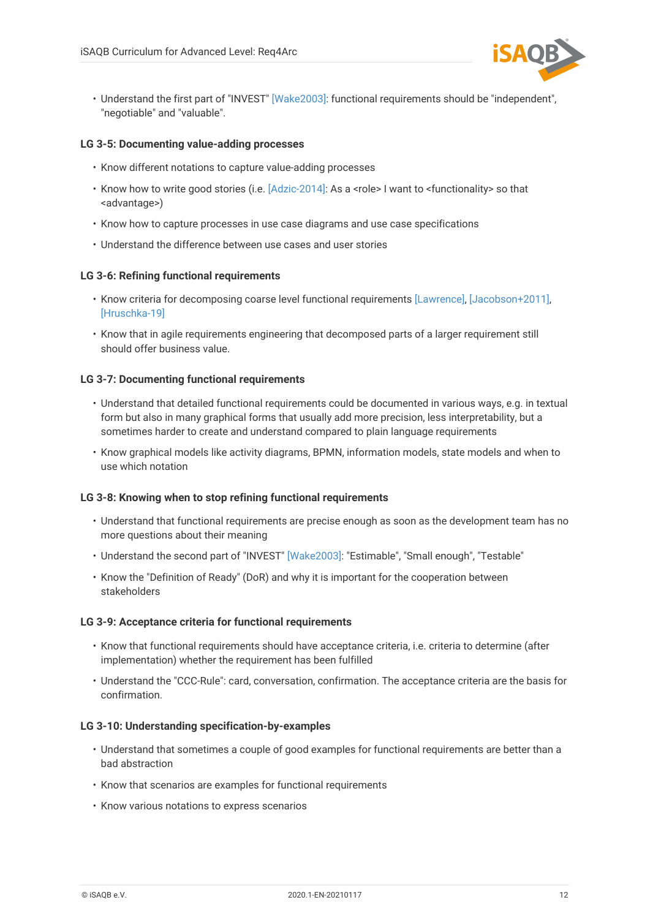- Understand the first part of "INVEST" [Wake2003]: functional requirements should be "independent", "negotiable" and "valuable".

#### LG 3-5: Documenting value-adding processes

- Know different notations to capture value-adding processes
- Know how to write good stories (i.e. [Adzic-2014]: As a <role> I want to <functionality> so that <advantage>)
- Know how to capture processes in use case diagrams and use case specifications
- Understand the difference between use cases and user stories

#### LG 3-6: Refining functional requirements

- Know criteria for decomposing coarse level functional requirements [Lawrence], [Jacobson+2011], [Hruschka-19]
- Know that in agile requirements engineering that decomposed parts of a larger requirement still should offer business value.

#### LG 3-7: Documenting functional requirements

- Understand that detailed functional requirements could be documented in various ways, e.g. in textual form but also in many graphical forms that usually add more precision, less interpretability, but a sometimes harder to create and understand compared to plain language requirements
- Know graphical models like activity diagrams, BPMN, information models, state models and when to use which notation

#### LG 3-8: Knowing when to stop refining functional requirements

- Understand that functional requirements are precise enough as soon as the development team has no more questions about their meaning
- Understand the second part of "INVEST" [Wake2003]: "Estimable", "Small enough", "Testable"
- Know the "Definition of Ready" (DoR) and why it is important for the cooperation between stakeholders

#### LG 3-9: Acceptance criteria for functional requirements

- Know that functional requirements should have acceptance criteria, i.e. criteria to determine (after implementation) whether the requirement has been fulfilled
- Understand the "CCC-Rule": card, conversation, confirmation. The acceptance criteria are the basis for confirmation.

#### LG 3-10: Understanding specification-by-examples

- Understand that sometimes a couple of good examples for functional requirements are better than a bad abstraction
- Know that scenarios are examples for functional requirements
- Know various notations to express scenarios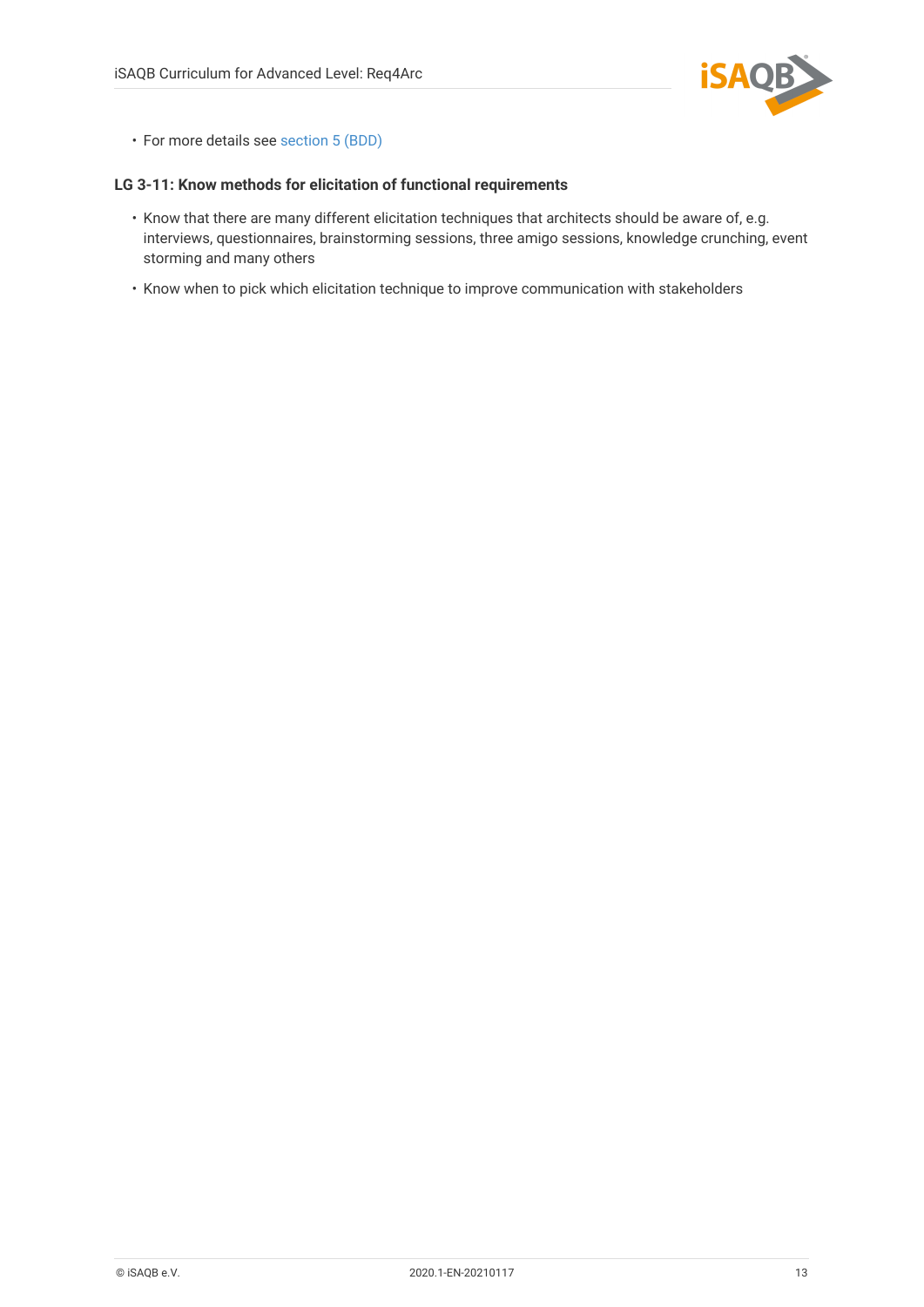- For more details see section 5 (BDD)

#### LG 3-11: Know methods for elicitation of functional requirements

- Know that there are many different elicitation techniques that architects should be aware of, e.g. interviews, questionnaires, brainstorming sessions, three amigo sessions, knowledge crunching, event storming and many others
- Know when to pick which elicitation technique to improve communication with stakeholders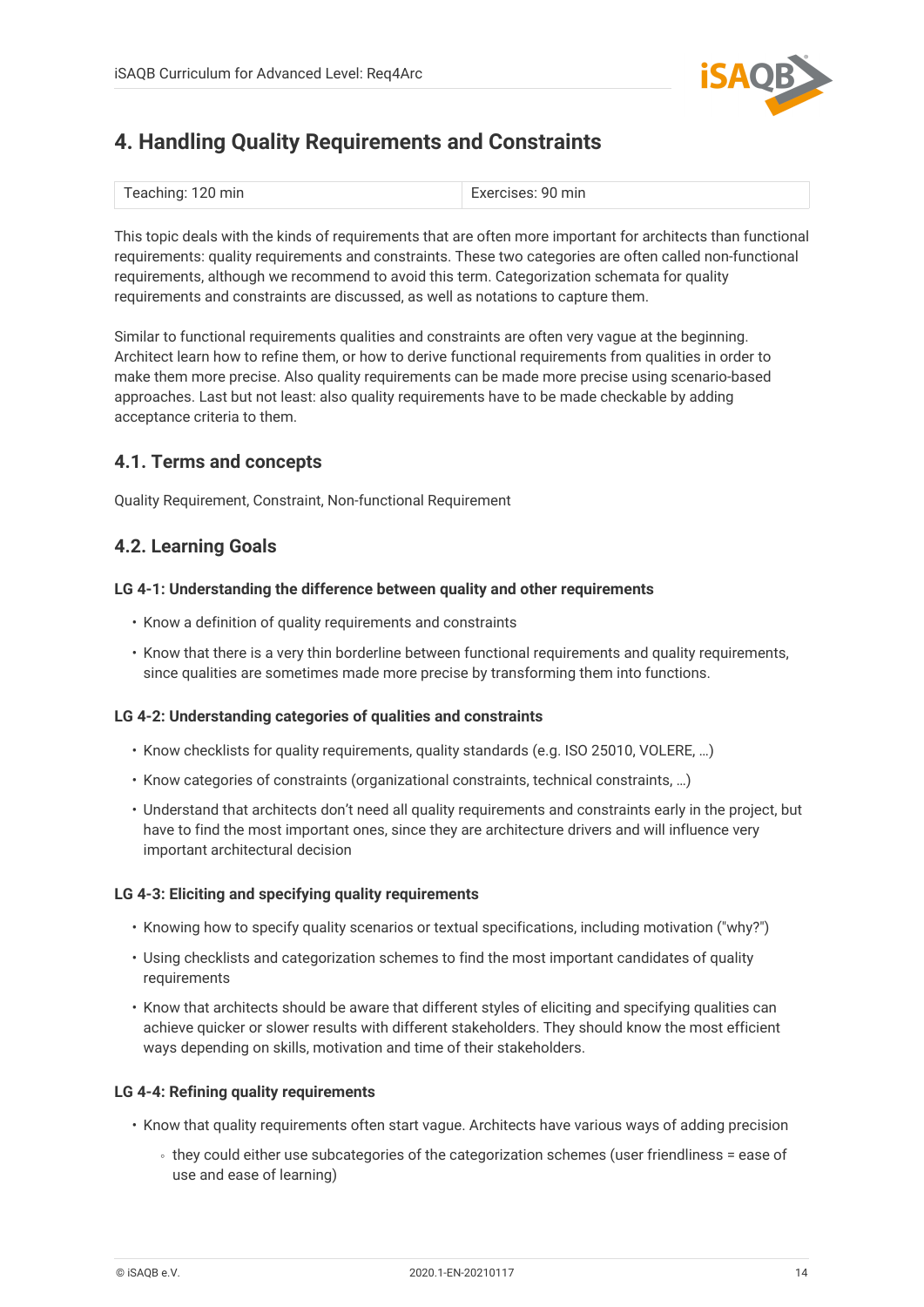## 4. Handling Quality Requirements and Constraints

| Teaching: 120 min | Exercises: 90 min |
| --- | --- |

This topic deals with the kinds of requirements that are often more important for architects than functional requirements: quality requirements and constraints. These two categories are often called non-functional requirements, although we recommend to avoid this term. Categorization schemata for quality requirements and constraints are discussed, as well as notations to capture them.

Similar to functional requirements qualities and constraints are often very vague at the beginning. Architect learn how to refine them, or how to derive functional requirements from qualities in order to make them more precise. Also quality requirements can be made more precise using scenario-based approaches. Last but not least: also quality requirements have to be made checkable by adding acceptance criteria to them.

### 4.1. Terms and concepts

Quality Requirement, Constraint, Non-functional Requirement

### 4.2. Learning Goals

#### LG 4-1: Understanding the difference between quality and other requirements

- Know a definition of quality requirements and constraints
- Know that there is a very thin borderline between functional requirements and quality requirements, since qualities are sometimes made more precise by transforming them into functions.

#### LG 4-2: Understanding categories of qualities and constraints

- Know checklists for quality requirements, quality standards (e.g. ISO 25010, VOLERE, …)
- Know categories of constraints (organizational constraints, technical constraints, …)
- Understand that architects don't need all quality requirements and constraints early in the project, but have to find the most important ones, since they are architecture drivers and will influence very important architectural decision

#### LG 4-3: Eliciting and specifying quality requirements

- Knowing how to specify quality scenarios or textual specifications, including motivation ("why?")
- Using checklists and categorization schemes to find the most important candidates of quality requirements
- Know that architects should be aware that different styles of eliciting and specifying qualities can achieve quicker or slower results with different stakeholders. They should know the most efficient ways depending on skills, motivation and time of their stakeholders.

#### LG 4-4: Refining quality requirements

- Know that quality requirements often start vague. Architects have various ways of adding precision
  - they could either use subcategories of the categorization schemes (user friendliness = ease of use and ease of learning)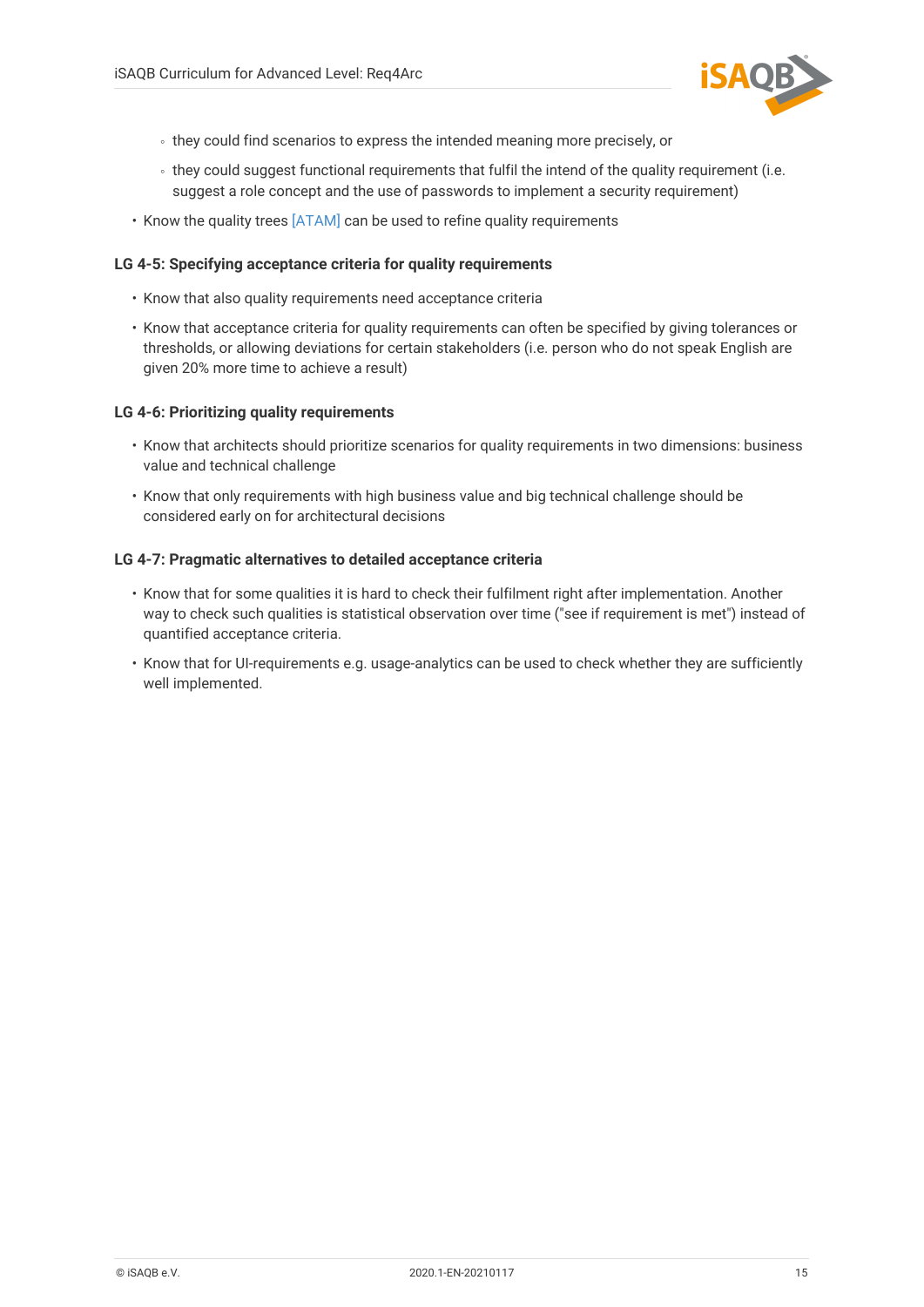- they could find scenarios to express the intended meaning more precisely, or
    - they could suggest functional requirements that fulfil the intend of the quality requirement (i.e. suggest a role concept and the use of passwords to implement a security requirement)
- Know the quality trees [ATAM] can be used to refine quality requirements

#### LG 4-5: Specifying acceptance criteria for quality requirements

- Know that also quality requirements need acceptance criteria
- Know that acceptance criteria for quality requirements can often be specified by giving tolerances or thresholds, or allowing deviations for certain stakeholders (i.e. person who do not speak English are given 20% more time to achieve a result)

#### LG 4-6: Prioritizing quality requirements

- Know that architects should prioritize scenarios for quality requirements in two dimensions: business value and technical challenge
- Know that only requirements with high business value and big technical challenge should be considered early on for architectural decisions

#### LG 4-7: Pragmatic alternatives to detailed acceptance criteria

- Know that for some qualities it is hard to check their fulfilment right after implementation. Another way to check such qualities is statistical observation over time ("see if requirement is met") instead of quantified acceptance criteria.
- Know that for UI-requirements e.g. usage-analytics can be used to check whether they are sufficiently well implemented.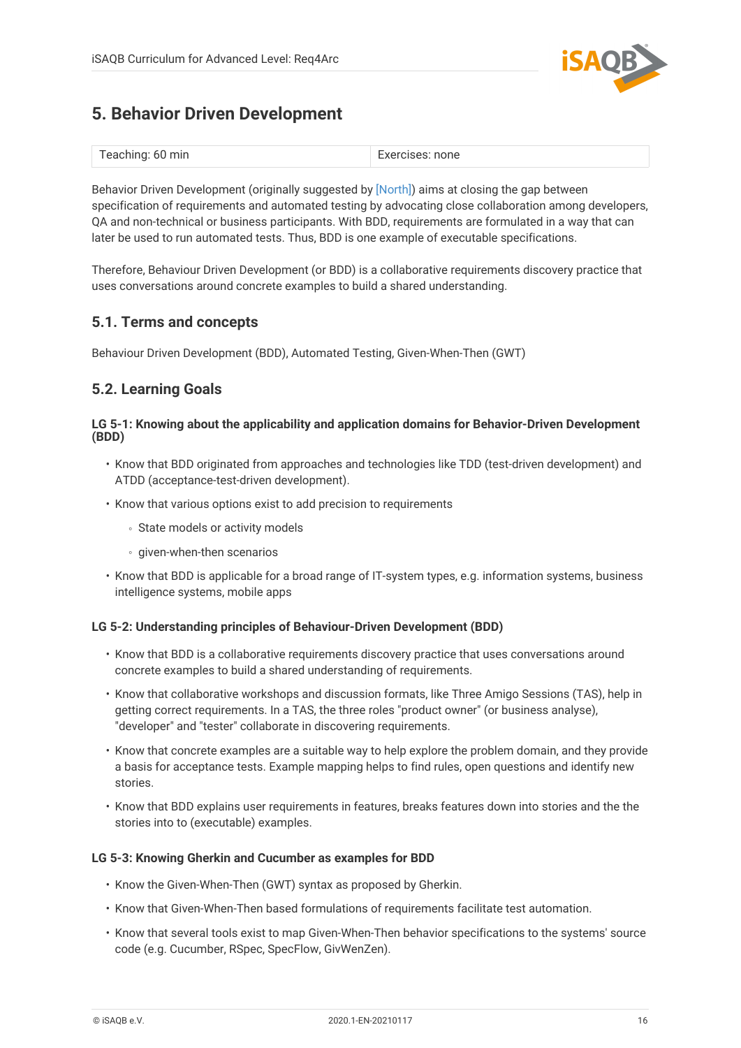# 5. Behavior Driven Development

| Teaching: 60 min | Exercises: none |
| --- | --- |

Behavior Driven Development (originally suggested by [North]) aims at closing the gap between specification of requirements and automated testing by advocating close collaboration among developers, QA and non-technical or business participants. With BDD, requirements are formulated in a way that can later be used to run automated tests. Thus, BDD is one example of executable specifications.

Therefore, Behaviour Driven Development (or BDD) is a collaborative requirements discovery practice that uses conversations around concrete examples to build a shared understanding.

## 5.1. Terms and concepts

Behaviour Driven Development (BDD), Automated Testing, Given-When-Then (GWT)

## 5.2. Learning Goals

#### LG 5-1: Knowing about the applicability and application domains for Behavior-Driven Development (BDD)

- Know that BDD originated from approaches and technologies like TDD (test-driven development) and ATDD (acceptance-test-driven development).
- Know that various options exist to add precision to requirements
  - State models or activity models
  - given-when-then scenarios
- Know that BDD is applicable for a broad range of IT-system types, e.g. information systems, business intelligence systems, mobile apps

#### LG 5-2: Understanding principles of Behaviour-Driven Development (BDD)

- Know that BDD is a collaborative requirements discovery practice that uses conversations around concrete examples to build a shared understanding of requirements.
- Know that collaborative workshops and discussion formats, like Three Amigo Sessions (TAS), help in getting correct requirements. In a TAS, the three roles "product owner" (or business analyse), "developer" and "tester" collaborate in discovering requirements.
- Know that concrete examples are a suitable way to help explore the problem domain, and they provide a basis for acceptance tests. Example mapping helps to find rules, open questions and identify new stories.
- Know that BDD explains user requirements in features, breaks features down into stories and the the stories into to (executable) examples.

#### LG 5-3: Knowing Gherkin and Cucumber as examples for BDD

- Know the Given-When-Then (GWT) syntax as proposed by Gherkin.
- Know that Given-When-Then based formulations of requirements facilitate test automation.
- Know that several tools exist to map Given-When-Then behavior specifications to the systems' source code (e.g. Cucumber, RSpec, SpecFlow, GivWenZen).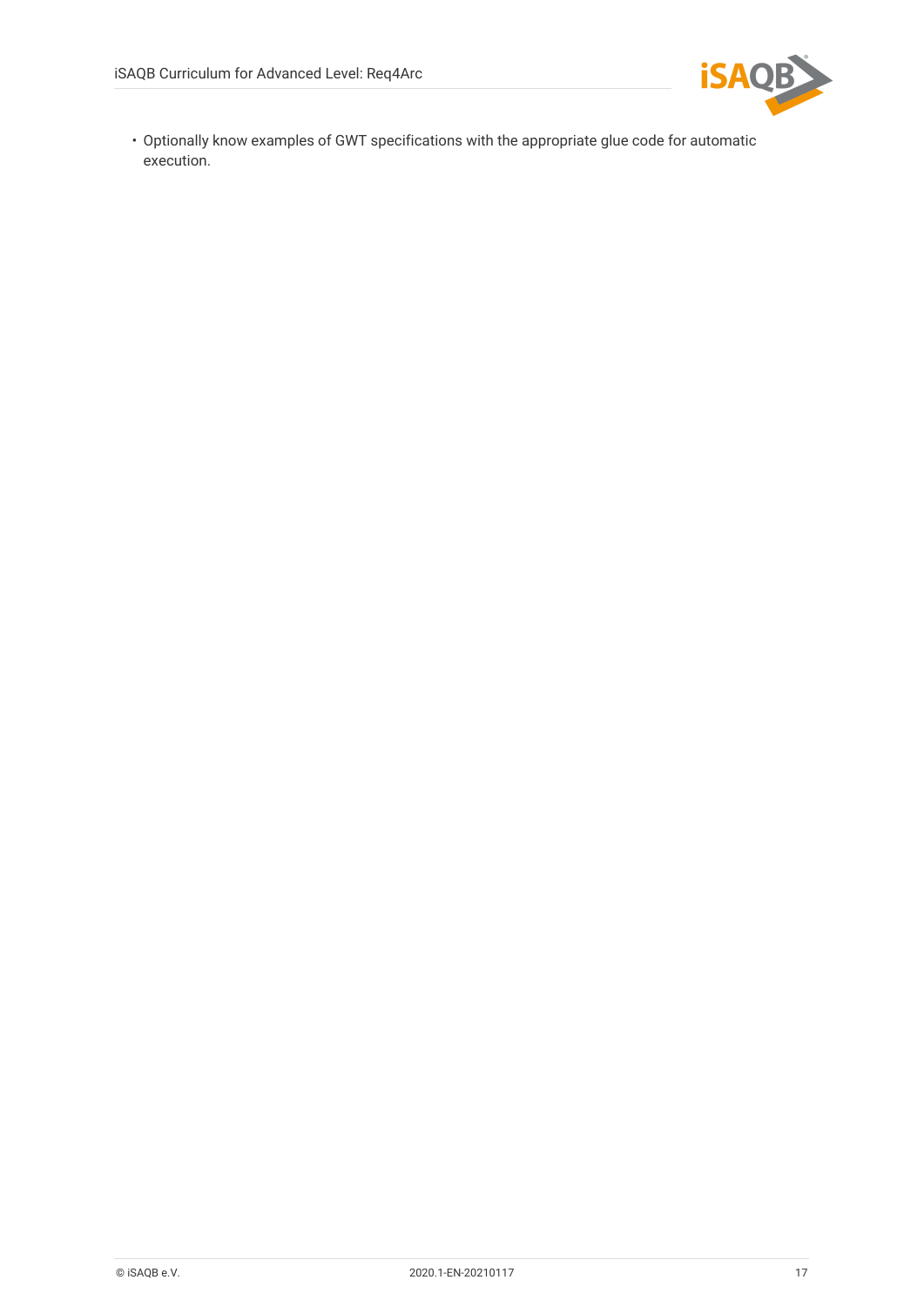- Optionally know examples of GWT specifications with the appropriate glue code for automatic execution.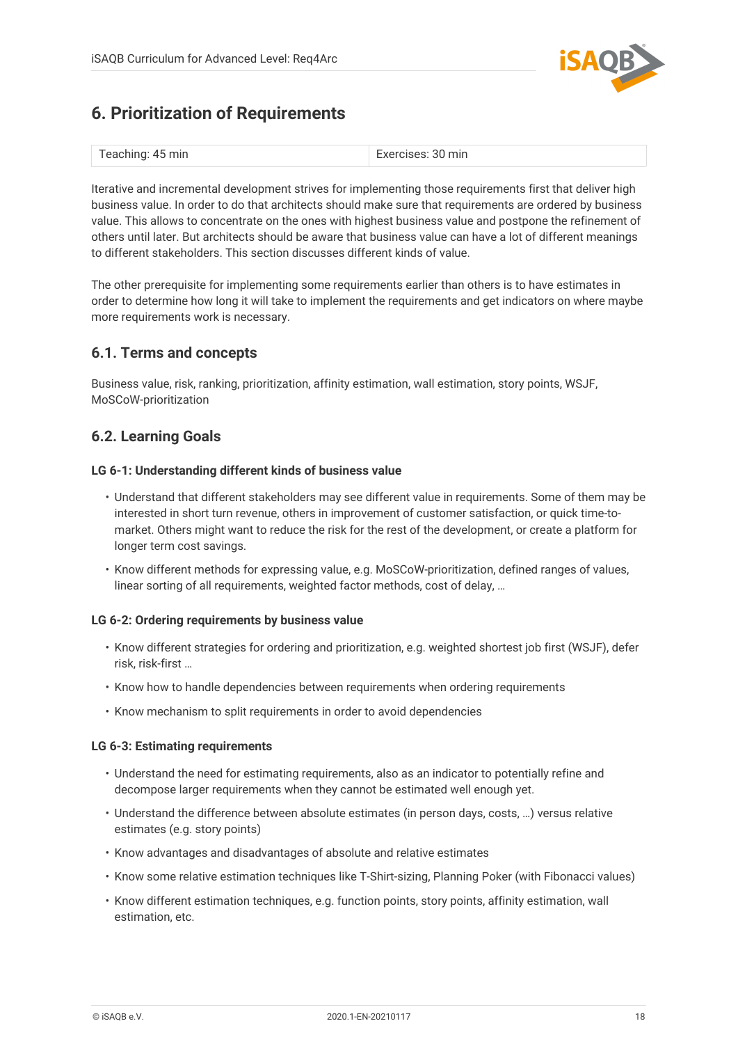## 6. Prioritization of Requirements

| Teaching: 45 min | Exercises: 30 min |
|---|---|

Iterative and incremental development strives for implementing those requirements first that deliver high business value. In order to do that architects should make sure that requirements are ordered by business value. This allows to concentrate on the ones with highest business value and postpone the refinement of others until later. But architects should be aware that business value can have a lot of different meanings to different stakeholders. This section discusses different kinds of value.

The other prerequisite for implementing some requirements earlier than others is to have estimates in order to determine how long it will take to implement the requirements and get indicators on where maybe more requirements work is necessary.

### 6.1. Terms and concepts

Business value, risk, ranking, prioritization, affinity estimation, wall estimation, story points, WSJF, MoSCoW-prioritization

### 6.2. Learning Goals

#### LG 6-1: Understanding different kinds of business value

- Understand that different stakeholders may see different value in requirements. Some of them may be interested in short turn revenue, others in improvement of customer satisfaction, or quick time-to-market. Others might want to reduce the risk for the rest of the development, or create a platform for longer term cost savings.
- Know different methods for expressing value, e.g. MoSCoW-prioritization, defined ranges of values, linear sorting of all requirements, weighted factor methods, cost of delay, …

#### LG 6-2: Ordering requirements by business value

- Know different strategies for ordering and prioritization, e.g. weighted shortest job first (WSJF), defer risk, risk-first …
- Know how to handle dependencies between requirements when ordering requirements
- Know mechanism to split requirements in order to avoid dependencies

#### LG 6-3: Estimating requirements

- Understand the need for estimating requirements, also as an indicator to potentially refine and decompose larger requirements when they cannot be estimated well enough yet.
- Understand the difference between absolute estimates (in person days, costs, …) versus relative estimates (e.g. story points)
- Know advantages and disadvantages of absolute and relative estimates
- Know some relative estimation techniques like T-Shirt-sizing, Planning Poker (with Fibonacci values)
- Know different estimation techniques, e.g. function points, story points, affinity estimation, wall estimation, etc.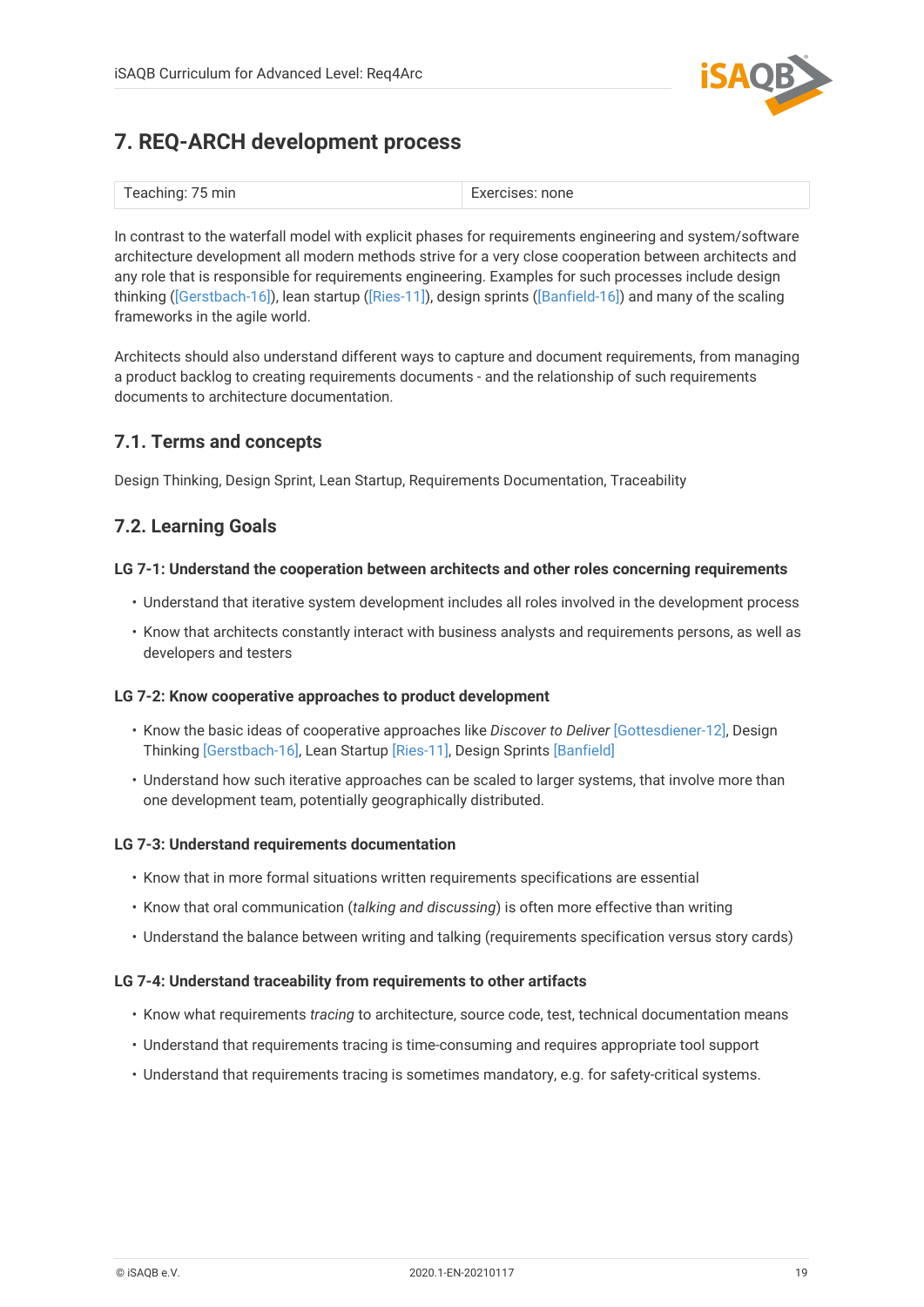# 7. REQ-ARCH development process

| Teaching: 75 min | Exercises: none |
| --- | --- |

In contrast to the waterfall model with explicit phases for requirements engineering and system/software architecture development all modern methods strive for a very close cooperation between architects and any role that is responsible for requirements engineering. Examples for such processes include design thinking ([Gerstbach-16]), lean startup ([Ries-11]), design sprints ([Banfield-16]) and many of the scaling frameworks in the agile world.

Architects should also understand different ways to capture and document requirements, from managing a product backlog to creating requirements documents - and the relationship of such requirements documents to architecture documentation.

## 7.1. Terms and concepts

Design Thinking, Design Sprint, Lean Startup, Requirements Documentation, Traceability

## 7.2. Learning Goals

#### LG 7-1: Understand the cooperation between architects and other roles concerning requirements

- Understand that iterative system development includes all roles involved in the development process
- Know that architects constantly interact with business analysts and requirements persons, as well as developers and testers

#### LG 7-2: Know cooperative approaches to product development

- Know the basic ideas of cooperative approaches like *Discover to Deliver* [Gottesdiener-12], Design Thinking [Gerstbach-16], Lean Startup [Ries-11], Design Sprints [Banfield]
- Understand how such iterative approaches can be scaled to larger systems, that involve more than one development team, potentially geographically distributed.

#### LG 7-3: Understand requirements documentation

- Know that in more formal situations written requirements specifications are essential
- Know that oral communication (*talking and discussing*) is often more effective than writing
- Understand the balance between writing and talking (requirements specification versus story cards)

#### LG 7-4: Understand traceability from requirements to other artifacts

- Know what requirements *tracing* to architecture, source code, test, technical documentation means
- Understand that requirements tracing is time-consuming and requires appropriate tool support
- Understand that requirements tracing is sometimes mandatory, e.g. for safety-critical systems.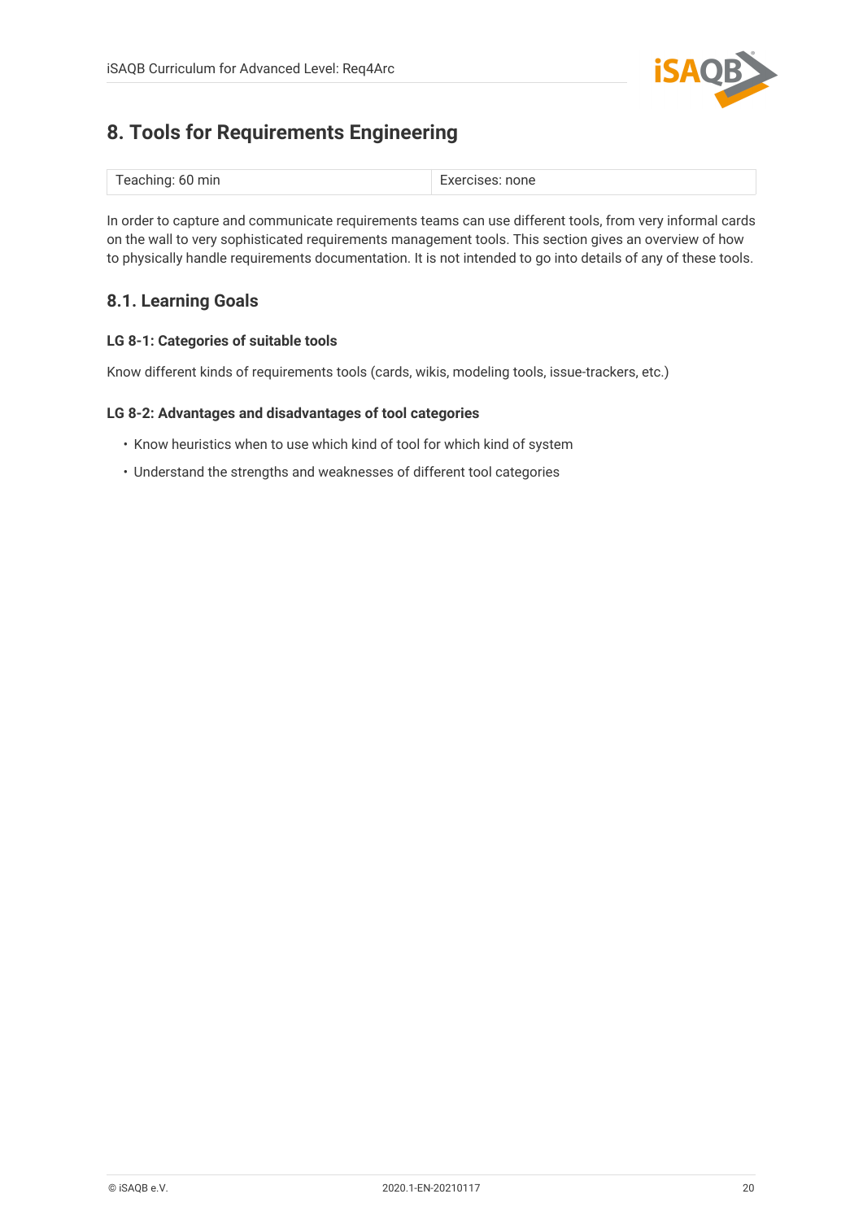# 8. Tools for Requirements Engineering

| Teaching: 60 min | Exercises: none |
| --- | --- |

In order to capture and communicate requirements teams can use different tools, from very informal cards on the wall to very sophisticated requirements management tools. This section gives an overview of how to physically handle requirements documentation. It is not intended to go into details of any of these tools.

## 8.1. Learning Goals

### LG 8-1: Categories of suitable tools

Know different kinds of requirements tools (cards, wikis, modeling tools, issue-trackers, etc.)

### LG 8-2: Advantages and disadvantages of tool categories

- Know heuristics when to use which kind of tool for which kind of system
- Understand the strengths and weaknesses of different tool categories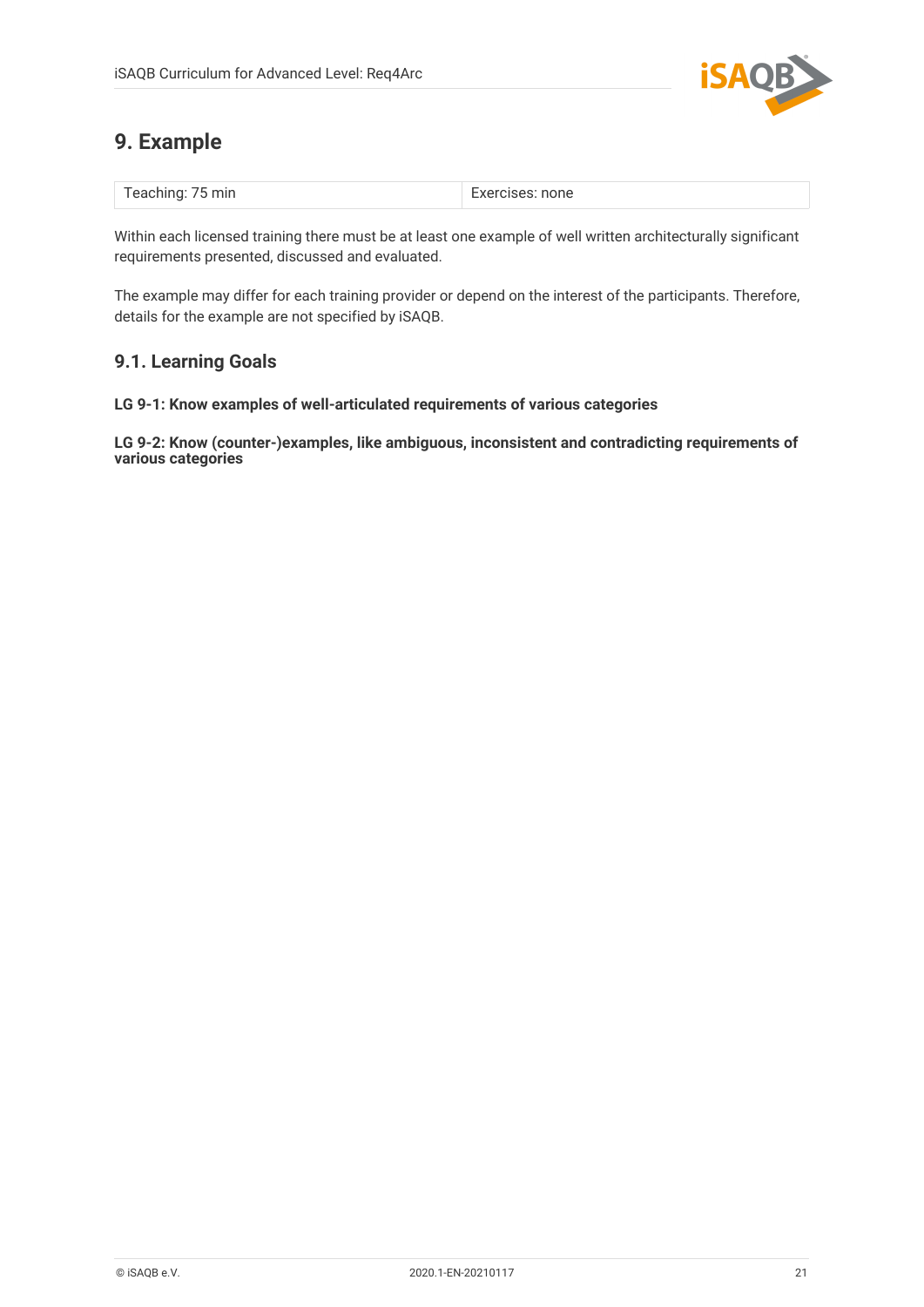# 9. Example

| Teaching: 75 min | Exercises: none |
| --- | --- |

Within each licensed training there must be at least one example of well written architecturally significant requirements presented, discussed and evaluated.

The example may differ for each training provider or depend on the interest of the participants. Therefore, details for the example are not specified by iSAQB.

## 9.1. Learning Goals

**LG 9-1: Know examples of well-articulated requirements of various categories**

**LG 9-2: Know (counter-)examples, like ambiguous, inconsistent and contradicting requirements of various categories**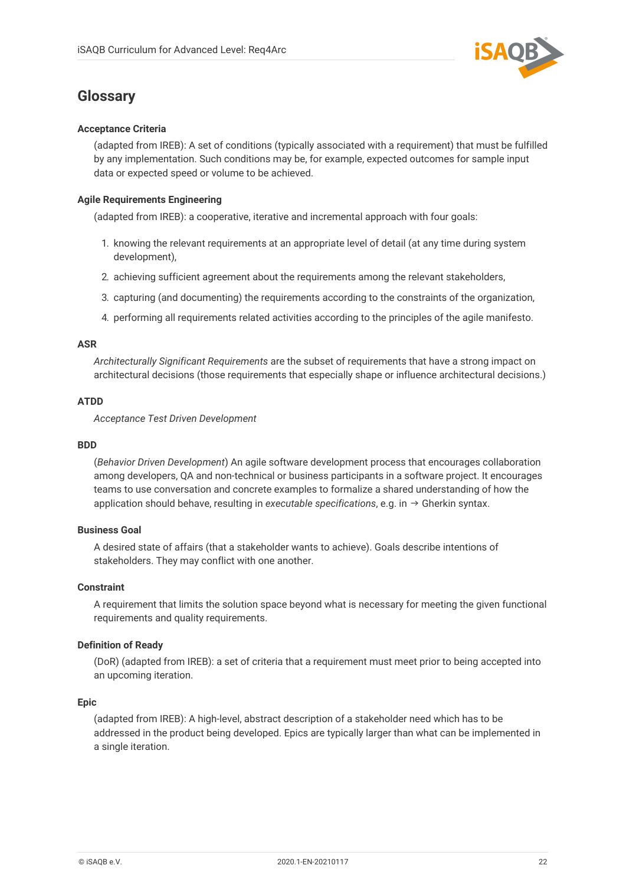## Glossary

**Acceptance Criteria**

(adapted from IREB): A set of conditions (typically associated with a requirement) that must be fulfilled by any implementation. Such conditions may be, for example, expected outcomes for sample input data or expected speed or volume to be achieved.

**Agile Requirements Engineering**

(adapted from IREB): a cooperative, iterative and incremental approach with four goals:

1. knowing the relevant requirements at an appropriate level of detail (at any time during system development),
2. achieving sufficient agreement about the requirements among the relevant stakeholders,
3. capturing (and documenting) the requirements according to the constraints of the organization,
4. performing all requirements related activities according to the principles of the agile manifesto.

**ASR**

*Architecturally Significant Requirements* are the subset of requirements that have a strong impact on architectural decisions (those requirements that especially shape or influence architectural decisions.)

**ATDD**

*Acceptance Test Driven Development*

**BDD**

(*Behavior Driven Development*) An agile software development process that encourages collaboration among developers, QA and non-technical or business participants in a software project. It encourages teams to use conversation and concrete examples to formalize a shared understanding of how the application should behave, resulting in *executable specifications*, e.g. in → Gherkin syntax.

**Business Goal**

A desired state of affairs (that a stakeholder wants to achieve). Goals describe intentions of stakeholders. They may conflict with one another.

**Constraint**

A requirement that limits the solution space beyond what is necessary for meeting the given functional requirements and quality requirements.

**Definition of Ready**

(DoR) (adapted from IREB): a set of criteria that a requirement must meet prior to being accepted into an upcoming iteration.

**Epic**

(adapted from IREB): A high-level, abstract description of a stakeholder need which has to be addressed in the product being developed. Epics are typically larger than what can be implemented in a single iteration.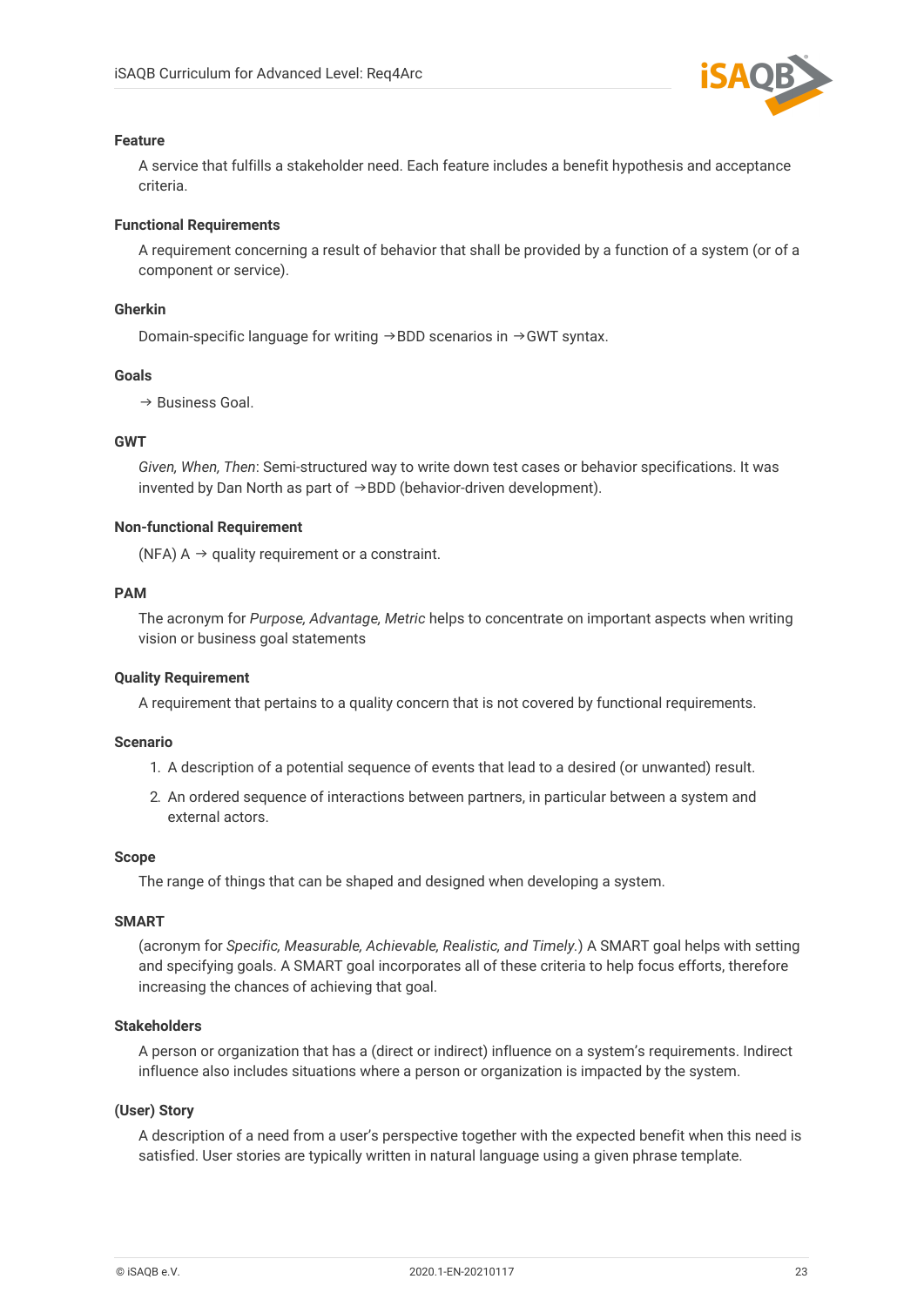**Feature**

A service that fulfills a stakeholder need. Each feature includes a benefit hypothesis and acceptance criteria.

**Functional Requirements**

A requirement concerning a result of behavior that shall be provided by a function of a system (or of a component or service).

**Gherkin**

Domain-specific language for writing →BDD scenarios in →GWT syntax.

**Goals**

→ Business Goal.

**GWT**

*Given, When, Then*: Semi-structured way to write down test cases or behavior specifications. It was invented by Dan North as part of →BDD (behavior-driven development).

**Non-functional Requirement**

(NFA) A → quality requirement or a constraint.

**PAM**

The acronym for *Purpose, Advantage, Metric* helps to concentrate on important aspects when writing vision or business goal statements

**Quality Requirement**

A requirement that pertains to a quality concern that is not covered by functional requirements.

**Scenario**

1. A description of a potential sequence of events that lead to a desired (or unwanted) result.
2. An ordered sequence of interactions between partners, in particular between a system and external actors.

**Scope**

The range of things that can be shaped and designed when developing a system.

**SMART**

(acronym for *Specific, Measurable, Achievable, Realistic, and Timely.*) A SMART goal helps with setting and specifying goals. A SMART goal incorporates all of these criteria to help focus efforts, therefore increasing the chances of achieving that goal.

**Stakeholders**

A person or organization that has a (direct or indirect) influence on a system's requirements. Indirect influence also includes situations where a person or organization is impacted by the system.

**(User) Story**

A description of a need from a user's perspective together with the expected benefit when this need is satisfied. User stories are typically written in natural language using a given phrase template.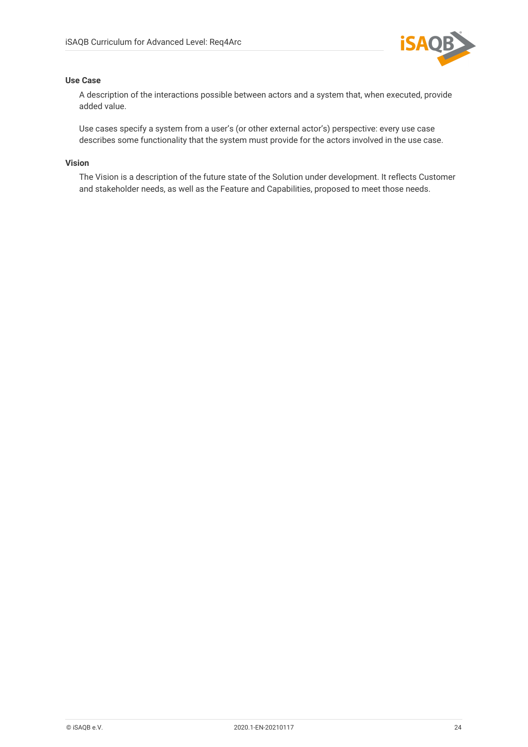**Use Case**

A description of the interactions possible between actors and a system that, when executed, provide added value.

Use cases specify a system from a user’s (or other external actor’s) perspective: every use case describes some functionality that the system must provide for the actors involved in the use case.

**Vision**

The Vision is a description of the future state of the Solution under development. It reflects Customer and stakeholder needs, as well as the Feature and Capabilities, proposed to meet those needs.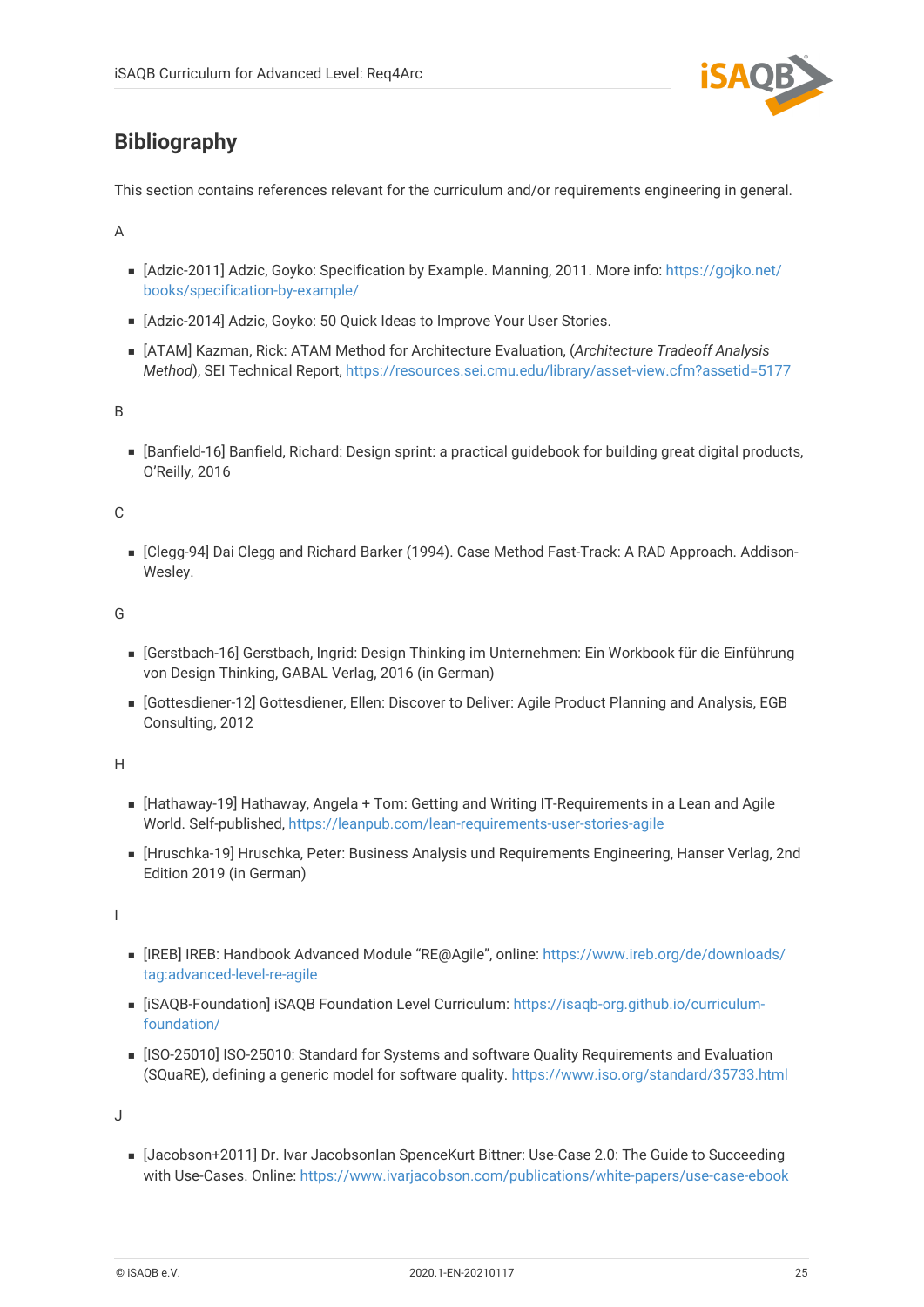## Bibliography

This section contains references relevant for the curriculum and/or requirements engineering in general.

A

- [Adzic-2011] Adzic, Goyko: Specification by Example. Manning, 2011. More info: https://gojko.net/books/specification-by-example/
- [Adzic-2014] Adzic, Goyko: 50 Quick Ideas to Improve Your User Stories.
- [ATAM] Kazman, Rick: ATAM Method for Architecture Evaluation, (*Architecture Tradeoff Analysis Method*), SEI Technical Report, https://resources.sei.cmu.edu/library/asset-view.cfm?assetid=5177

B

- [Banfield-16] Banfield, Richard: Design sprint: a practical guidebook for building great digital products, O'Reilly, 2016

C

- [Clegg-94] Dai Clegg and Richard Barker (1994). Case Method Fast-Track: A RAD Approach. Addison-Wesley.

G

- [Gerstbach-16] Gerstbach, Ingrid: Design Thinking im Unternehmen: Ein Workbook für die Einführung von Design Thinking, GABAL Verlag, 2016 (in German)
- [Gottesdiener-12] Gottesdiener, Ellen: Discover to Deliver: Agile Product Planning and Analysis, EGB Consulting, 2012

H

- [Hathaway-19] Hathaway, Angela + Tom: Getting and Writing IT-Requirements in a Lean and Agile World. Self-published, https://leanpub.com/lean-requirements-user-stories-agile
- [Hruschka-19] Hruschka, Peter: Business Analysis und Requirements Engineering, Hanser Verlag, 2nd Edition 2019 (in German)

I

- [IREB] IREB: Handbook Advanced Module "RE@Agile", online: https://www.ireb.org/de/downloads/tag:advanced-level-re-agile
- [iSAQB-Foundation] iSAQB Foundation Level Curriculum: https://isaqb-org.github.io/curriculum-foundation/
- [ISO-25010] ISO-25010: Standard for Systems and software Quality Requirements and Evaluation (SQuaRE), defining a generic model for software quality. https://www.iso.org/standard/35733.html

J

- [Jacobson+2011] Dr. Ivar JacobsonIan SpenceKurt Bittner: Use-Case 2.0: The Guide to Succeeding with Use-Cases. Online: https://www.ivarjacobson.com/publications/white-papers/use-case-ebook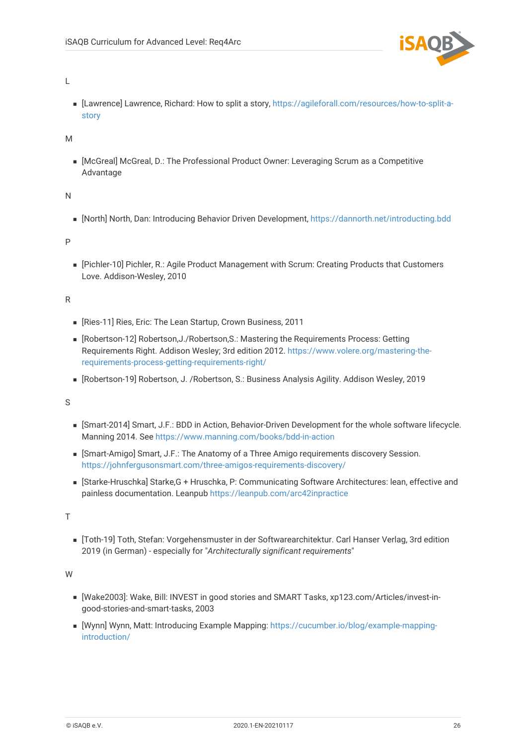L

- [Lawrence] Lawrence, Richard: How to split a story, https://agileforall.com/resources/how-to-split-a-story

M

- [McGreal] McGreal, D.: The Professional Product Owner: Leveraging Scrum as a Competitive Advantage

N

- [North] North, Dan: Introducing Behavior Driven Development, https://dannorth.net/introducing.bdd

P

- [Pichler-10] Pichler, R.: Agile Product Management with Scrum: Creating Products that Customers Love. Addison-Wesley, 2010

R

- [Ries-11] Ries, Eric: The Lean Startup, Crown Business, 2011
- [Robertson-12] Robertson,J./Robertson,S.: Mastering the Requirements Process: Getting Requirements Right. Addison Wesley; 3rd edition 2012. https://www.volere.org/mastering-the-requirements-process-getting-requirements-right/
- [Robertson-19] Robertson, J. /Robertson, S.: Business Analysis Agility. Addison Wesley, 2019

S

- [Smart-2014] Smart, J.F.: BDD in Action, Behavior-Driven Development for the whole software lifecycle. Manning 2014. See https://www.manning.com/books/bdd-in-action
- [Smart-Amigo] Smart, J.F.: The Anatomy of a Three Amigo requirements discovery Session. https://johnfergusonsmart.com/three-amigos-requirements-discovery/
- [Starke-Hruschka] Starke,G + Hruschka, P: Communicating Software Architectures: lean, effective and painless documentation. Leanpub https://leanpub.com/arc42inpractice

T

- [Toth-19] Toth, Stefan: Vorgehensmuster in der Softwarearchitektur. Carl Hanser Verlag, 3rd edition 2019 (in German) - especially for "*Architecturally significant requirements*"

W

- [Wake2003]: Wake, Bill: INVEST in good stories and SMART Tasks, xp123.com/Articles/invest-in-good-stories-and-smart-tasks, 2003
- [Wynn] Wynn, Matt: Introducing Example Mapping: https://cucumber.io/blog/example-mapping-introduction/